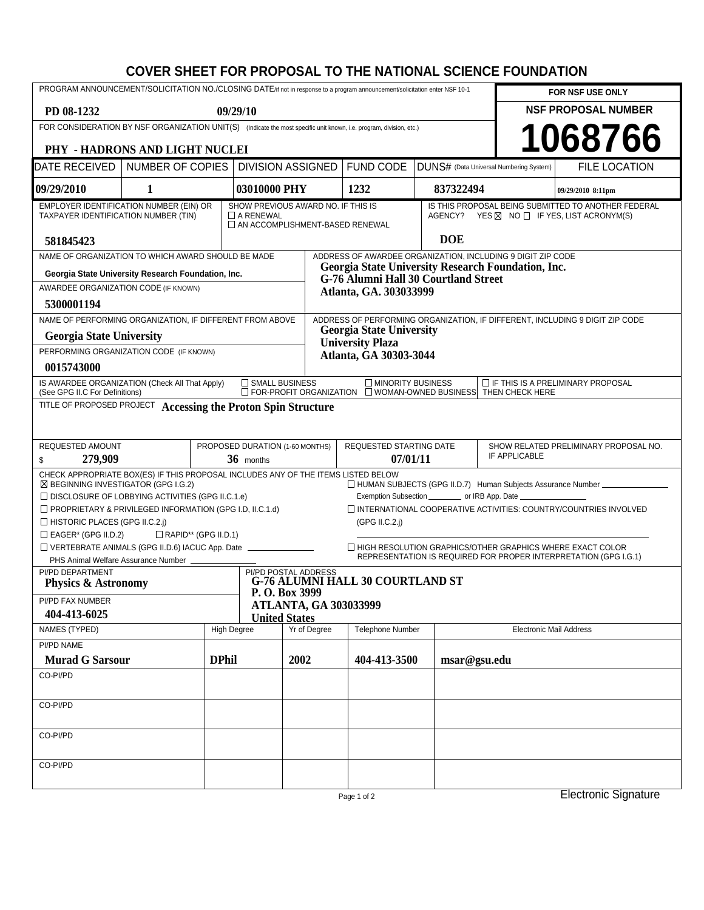# COVER SHEET FOR PROPOSAL TO THE NATIONAL SCIENCE FOUNDATION

| PROGRAM ANNOUNCEMENT/SOLICITATION NO./CLOSING DATE/if not in response to a program announcement/solicitation enter NSF 10-1 | | FOR NSF USE ONLY |
|---|---|---|
| **PD 08-1232** | **09/29/10** | **NSF PROPOSAL NUMBER** |
| FOR CONSIDERATION BY NSF ORGANIZATION UNIT(S) (Indicate the most specific unit known, i.e. program, division, etc.) | | **1068766** |
| **PHY - HADRONS AND LIGHT NUCLEI** | | |

| DATE RECEIVED | NUMBER OF COPIES | DIVISION ASSIGNED | FUND CODE | DUNS# (Data Universal Numbering System) | FILE LOCATION |
|---|---|---|---|---|---|
| **09/29/2010** | **1** | **03010000 PHY** | **1232** | **837322494** | **09/29/2010 8:11pm** |

| EMPLOYER IDENTIFICATION NUMBER (EIN) OR TAXPAYER IDENTIFICATION NUMBER (TIN) | SHOW PREVIOUS AWARD NO. IF THIS IS ☐ A RENEWAL ☐ AN ACCOMPLISHMENT-BASED RENEWAL | IS THIS PROPOSAL BEING SUBMITTED TO ANOTHER FEDERAL AGENCY? YES ☒ NO ☐ IF YES, LIST ACRONYM(S) |
|---|---|---|
| **581845423** | | **DOE** |

| NAME OF ORGANIZATION TO WHICH AWARD SHOULD BE MADE | ADDRESS OF AWARDEE ORGANIZATION, INCLUDING 9 DIGIT ZIP CODE |
|---|---|
| **Georgia State University Research Foundation, Inc.** | **Georgia State University Research Foundation, Inc.** **G-76 Alumni Hall 30 Courtland Street** **Atlanta, GA. 303033999** |
| AWARDEE ORGANIZATION CODE (IF KNOWN) | |
| **5300001194** | |
| NAME OF PERFORMING ORGANIZATION, IF DIFFERENT FROM ABOVE | ADDRESS OF PERFORMING ORGANIZATION, IF DIFFERENT, INCLUDING 9 DIGIT ZIP CODE |
| **Georgia State University** | **Georgia State University** **University Plaza** **Atlanta, GA 30303-3044** |
| PERFORMING ORGANIZATION CODE (IF KNOWN) | |
| **0015743000** | |

IS AWARDEE ORGANIZATION (Check All That Apply) (See GPG II.C For Definitions) ☐ SMALL BUSINESS ☐ FOR-PROFIT ORGANIZATION ☐ MINORITY BUSINESS ☐ WOMAN-OWNED BUSINESS ☐ IF THIS IS A PRELIMINARY PROPOSAL THEN CHECK HERE

TITLE OF PROPOSED PROJECT **Accessing the Proton Spin Structure**

| REQUESTED AMOUNT | PROPOSED DURATION (1-60 MONTHS) | REQUESTED STARTING DATE | SHOW RELATED PRELIMINARY PROPOSAL NO. IF APPLICABLE |
|---|---|---|---|
| $ **279,909** | **36** months | **07/01/11** | |

CHECK APPROPRIATE BOX(ES) IF THIS PROPOSAL INCLUDES ANY OF THE ITEMS LISTED BELOW

- ☒ BEGINNING INVESTIGATOR (GPG I.G.2)
- ☐ DISCLOSURE OF LOBBYING ACTIVITIES (GPG II.C.1.e)
- ☐ PROPRIETARY & PRIVILEGED INFORMATION (GPG I.D, II.C.1.d)
- ☐ HISTORIC PLACES (GPG II.C.2.j)
- ☐ EAGER* (GPG II.D.2) ☐ RAPID** (GPG II.D.1)
- ☐ VERTEBRATE ANIMALS (GPG II.D.6) IACUC App. Date ______ PHS Animal Welfare Assurance Number ______
- ☐ HUMAN SUBJECTS (GPG II.D.7) Human Subjects Assurance Number ______ Exemption Subsection ______ or IRB App. Date ______
- ☐ INTERNATIONAL COOPERATIVE ACTIVITIES: COUNTRY/COUNTRIES INVOLVED (GPG II.C.2.j)
- ☐ HIGH RESOLUTION GRAPHICS/OTHER GRAPHICS WHERE EXACT COLOR REPRESENTATION IS REQUIRED FOR PROPER INTERPRETATION (GPG I.G.1)

| PI/PD DEPARTMENT | PI/PD POSTAL ADDRESS |
|---|---|
| **Physics & Astronomy** | **G-76 ALUMNI HALL 30 COURTLAND ST** **P. O. Box 3999** **ATLANTA, GA 303033999** **United States** |
| PI/PD FAX NUMBER | |
| **404-413-6025** | |

| NAMES (TYPED) | High Degree | Yr of Degree | Telephone Number | Electronic Mail Address |
|---|---|---|---|---|
| PI/PD NAME | | | | |
| **Murad G Sarsour** | **DPhil** | **2002** | **404-413-3500** | **msar@gsu.edu** |
| CO-PI/PD | | | | |
| CO-PI/PD | | | | |
| CO-PI/PD | | | | |
| CO-PI/PD | | | | |

Electronic Signature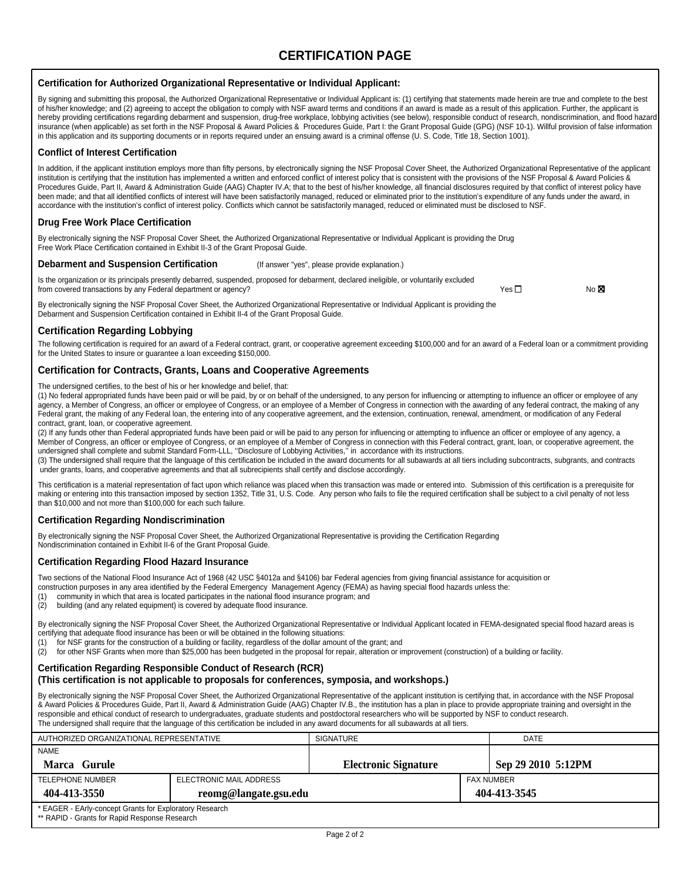# CERTIFICATION PAGE

### Certification for Authorized Organizational Representative or Individual Applicant:

By signing and submitting this proposal, the Authorized Organizational Representative or Individual Applicant is: (1) certifying that statements made herein are true and complete to the best of his/her knowledge; and (2) agreeing to accept the obligation to comply with NSF award terms and conditions if an award is made as a result of this application. Further, the applicant is hereby providing certifications regarding debarment and suspension, drug-free workplace, lobbying activities (see below), responsible conduct of research, nondiscrimination, and flood hazard insurance (when applicable) as set forth in the NSF Proposal & Award Policies & Procedures Guide, Part I: the Grant Proposal Guide (GPG) (NSF 10-1). Willful provision of false information in this application and its supporting documents or in reports required under an ensuing award is a criminal offense (U. S. Code, Title 18, Section 1001).

### Conflict of Interest Certification

In addition, if the applicant institution employs more than fifty persons, by electronically signing the NSF Proposal Cover Sheet, the Authorized Organizational Representative of the applicant institution is certifying that the institution has implemented a written and enforced conflict of interest policy that is consistent with the provisions of the NSF Proposal & Award Policies & Procedures Guide, Part II, Award & Administration Guide (AAG) Chapter IV.A; that to the best of his/her knowledge, all financial disclosures required by that conflict of interest policy have been made; and that all identified conflicts of interest will have been satisfactorily managed, reduced or eliminated prior to the institution's expenditure of any funds under the award, in accordance with the institution's conflict of interest policy. Conflicts which cannot be satisfactorily managed, reduced or eliminated must be disclosed to NSF.

### Drug Free Work Place Certification

By electronically signing the NSF Proposal Cover Sheet, the Authorized Organizational Representative or Individual Applicant is providing the Drug Free Work Place Certification contained in Exhibit II-3 of the Grant Proposal Guide.

### Debarment and Suspension Certification

(If answer "yes", please provide explanation.)

Is the organization or its principals presently debarred, suspended, proposed for debarment, declared ineligible, or voluntarily excluded from covered transactions by any Federal department or agency? Yes ☐ No ☒

By electronically signing the NSF Proposal Cover Sheet, the Authorized Organizational Representative or Individual Applicant is providing the Debarment and Suspension Certification contained in Exhibit II-4 of the Grant Proposal Guide.

### Certification Regarding Lobbying

The following certification is required for an award of a Federal contract, grant, or cooperative agreement exceeding $100,000 and for an award of a Federal loan or a commitment providing for the United States to insure or guarantee a loan exceeding $150,000.

### Certification for Contracts, Grants, Loans and Cooperative Agreements

The undersigned certifies, to the best of his or her knowledge and belief, that:

(1) No federal appropriated funds have been paid or will be paid, by or on behalf of the undersigned, to any person for influencing or attempting to influence an officer or employee of any agency, a Member of Congress, an officer or employee of Congress, or an employee of a Member of Congress in connection with the awarding of any federal contract, the making of any Federal grant, the making of any Federal loan, the entering into of any cooperative agreement, and the extension, continuation, renewal, amendment, or modification of any Federal contract, grant, loan, or cooperative agreement.

(2) If any funds other than Federal appropriated funds have been paid or will be paid to any person for influencing or attempting to influence an officer or employee of any agency, a Member of Congress, an officer or employee of Congress, or an employee of a Member of Congress in connection with this Federal contract, grant, loan, or cooperative agreement, the undersigned shall complete and submit Standard Form-LLL, ''Disclosure of Lobbying Activities,'' in accordance with its instructions.

(3) The undersigned shall require that the language of this certification be included in the award documents for all subawards at all tiers including subcontracts, subgrants, and contracts under grants, loans, and cooperative agreements and that all subrecipients shall certify and disclose accordingly.

This certification is a material representation of fact upon which reliance was placed when this transaction was made or entered into. Submission of this certification is a prerequisite for making or entering into this transaction imposed by section 1352, Title 31, U.S. Code. Any person who fails to file the required certification shall be subject to a civil penalty of not less than $10,000 and not more than $100,000 for each such failure.

### Certification Regarding Nondiscrimination

By electronically signing the NSF Proposal Cover Sheet, the Authorized Organizational Representative is providing the Certification Regarding Nondiscrimination contained in Exhibit II-6 of the Grant Proposal Guide.

### Certification Regarding Flood Hazard Insurance

Two sections of the National Flood Insurance Act of 1968 (42 USC §4012a and §4106) bar Federal agencies from giving financial assistance for acquisition or construction purposes in any area identified by the Federal Emergency Management Agency (FEMA) as having special flood hazards unless the:

(1) community in which that area is located participates in the national flood insurance program; and
(2) building (and any related equipment) is covered by adequate flood insurance.

By electronically signing the NSF Proposal Cover Sheet, the Authorized Organizational Representative or Individual Applicant located in FEMA-designated special flood hazard areas is certifying that adequate flood insurance has been or will be obtained in the following situations:

(1) for NSF grants for the construction of a building or facility, regardless of the dollar amount of the grant; and
(2) for other NSF Grants when more than $25,000 has been budgeted in the proposal for repair, alteration or improvement (construction) of a building or facility.

### Certification Regarding Responsible Conduct of Research (RCR)
### (This certification is not applicable to proposals for conferences, symposia, and workshops.)

By electronically signing the NSF Proposal Cover Sheet, the Authorized Organizational Representative of the applicant institution is certifying that, in accordance with the NSF Proposal & Award Policies & Procedures Guide, Part II, Award & Administration Guide (AAG) Chapter IV.B., the institution has a plan in place to provide appropriate training and oversight in the responsible and ethical conduct of research to undergraduates, graduate students and postdoctoral researchers who will be supported by NSF to conduct research.
The undersigned shall require that the language of this certification be included in any award documents for all subawards at all tiers.

| AUTHORIZED ORGANIZATIONAL REPRESENTATIVE | | SIGNATURE | DATE |
|---|---|---|---|
| NAME **Marca Gurule** | | **Electronic Signature** | **Sep 29 2010 5:12PM** |
| TELEPHONE NUMBER **404-413-3550** | ELECTRONIC MAIL ADDRESS **reomg@langate.gsu.edu** | | FAX NUMBER **404-413-3545** |

\* EAGER - EArly-concept Grants for Exploratory Research
\*\* RAPID - Grants for Rapid Response Research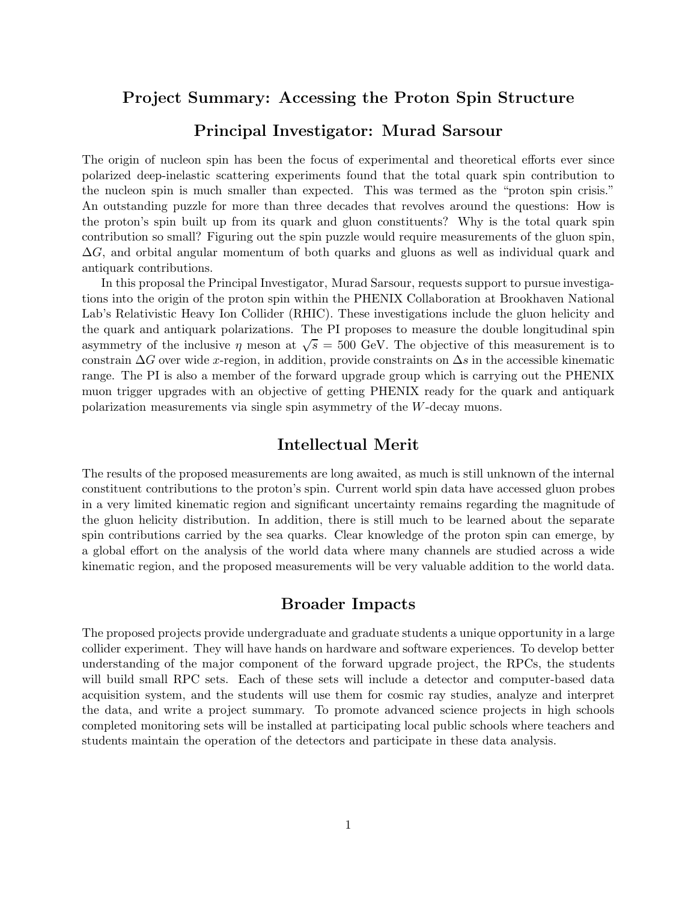# Project Summary: Accessing the Proton Spin Structure

# Principal Investigator: Murad Sarsour

The origin of nucleon spin has been the focus of experimental and theoretical efforts ever since polarized deep-inelastic scattering experiments found that the total quark spin contribution to the nucleon spin is much smaller than expected. This was termed as the "proton spin crisis." An outstanding puzzle for more than three decades that revolves around the questions: How is the proton's spin built up from its quark and gluon constituents? Why is the total quark spin contribution so small? Figuring out the spin puzzle would require measurements of the gluon spin, $\Delta G$, and orbital angular momentum of both quarks and gluons as well as individual quark and antiquark contributions.

In this proposal the Principal Investigator, Murad Sarsour, requests support to pursue investigations into the origin of the proton spin within the PHENIX Collaboration at Brookhaven National Lab's Relativistic Heavy Ion Collider (RHIC). These investigations include the gluon helicity and the quark and antiquark polarizations. The PI proposes to measure the double longitudinal spin asymmetry of the inclusive $\eta$ meson at $\sqrt{s} = 500$ GeV. The objective of this measurement is to constrain $\Delta G$ over wide $x$-region, in addition, provide constraints on $\Delta s$ in the accessible kinematic range. The PI is also a member of the forward upgrade group which is carrying out the PHENIX muon trigger upgrades with an objective of getting PHENIX ready for the quark and antiquark polarization measurements via single spin asymmetry of the $W$-decay muons.

## Intellectual Merit

The results of the proposed measurements are long awaited, as much is still unknown of the internal constituent contributions to the proton's spin. Current world spin data have accessed gluon probes in a very limited kinematic region and significant uncertainty remains regarding the magnitude of the gluon helicity distribution. In addition, there is still much to be learned about the separate spin contributions carried by the sea quarks. Clear knowledge of the proton spin can emerge, by a global effort on the analysis of the world data where many channels are studied across a wide kinematic region, and the proposed measurements will be very valuable addition to the world data.

## Broader Impacts

The proposed projects provide undergraduate and graduate students a unique opportunity in a large collider experiment. They will have hands on hardware and software experiences. To develop better understanding of the major component of the forward upgrade project, the RPCs, the students will build small RPC sets. Each of these sets will include a detector and computer-based data acquisition system, and the students will use them for cosmic ray studies, analyze and interpret the data, and write a project summary. To promote advanced science projects in high schools completed monitoring sets will be installed at participating local public schools where teachers and students maintain the operation of the detectors and participate in these data analysis.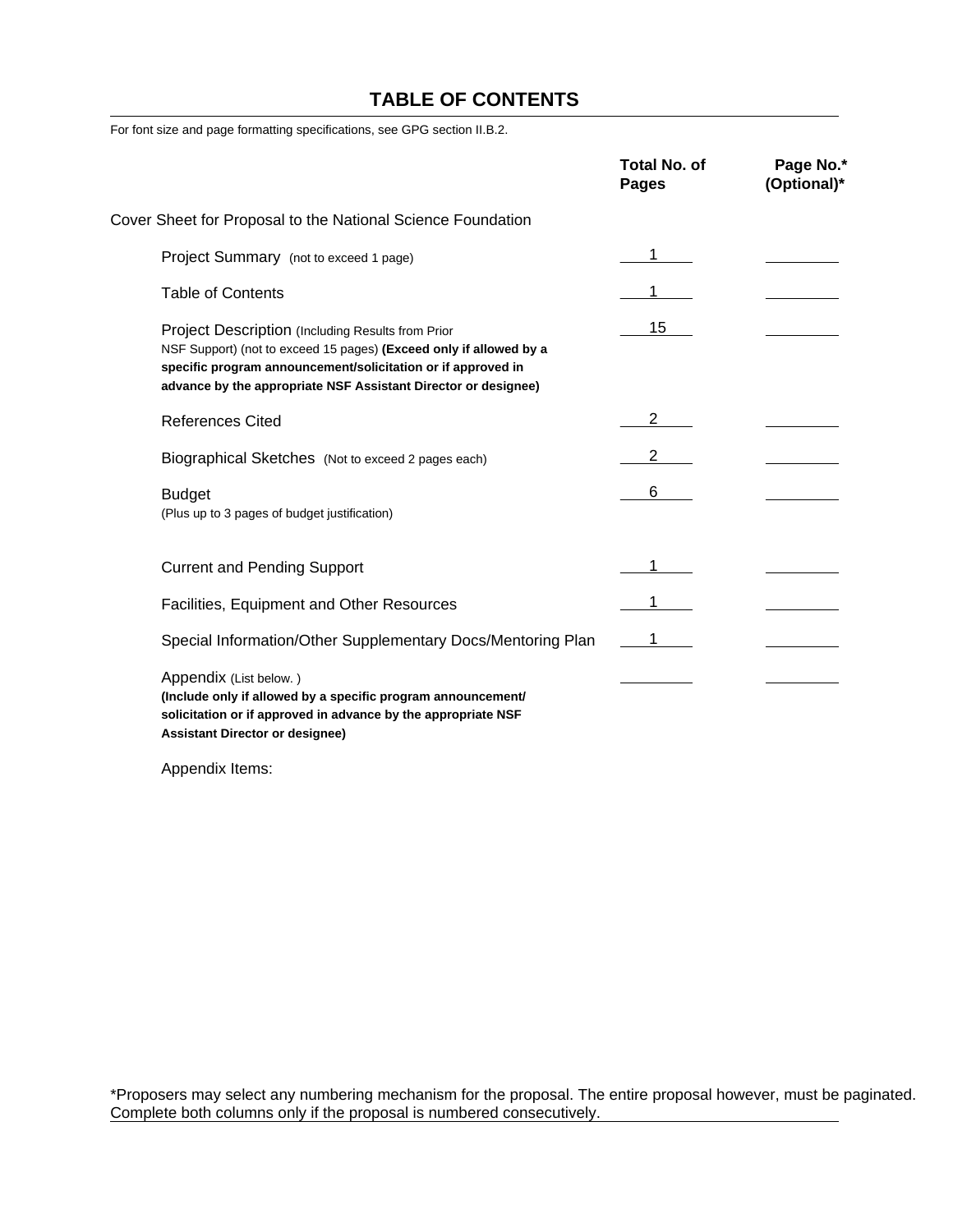# TABLE OF CONTENTS

For font size and page formatting specifications, see GPG section II.B.2.

| | Total No. of Pages | Page No.* (Optional)* |
|---|---|---|
| Cover Sheet for Proposal to the National Science Foundation | | |
| Project Summary (not to exceed 1 page) | 1 | |
| Table of Contents | 1 | |
| Project Description (Including Results from Prior NSF Support) (not to exceed 15 pages) **(Exceed only if allowed by a specific program announcement/solicitation or if approved in advance by the appropriate NSF Assistant Director or designee)** | 15 | |
| References Cited | 2 | |
| Biographical Sketches (Not to exceed 2 pages each) | 2 | |
| Budget (Plus up to 3 pages of budget justification) | 6 | |
| Current and Pending Support | 1 | |
| Facilities, Equipment and Other Resources | 1 | |
| Special Information/Other Supplementary Docs/Mentoring Plan | 1 | |
| Appendix (List below. ) **(Include only if allowed by a specific program announcement/ solicitation or if approved in advance by the appropriate NSF Assistant Director or designee)** | | |

Appendix Items:

*Proposers may select any numbering mechanism for the proposal. The entire proposal however, must be paginated. Complete both columns only if the proposal is numbered consecutively.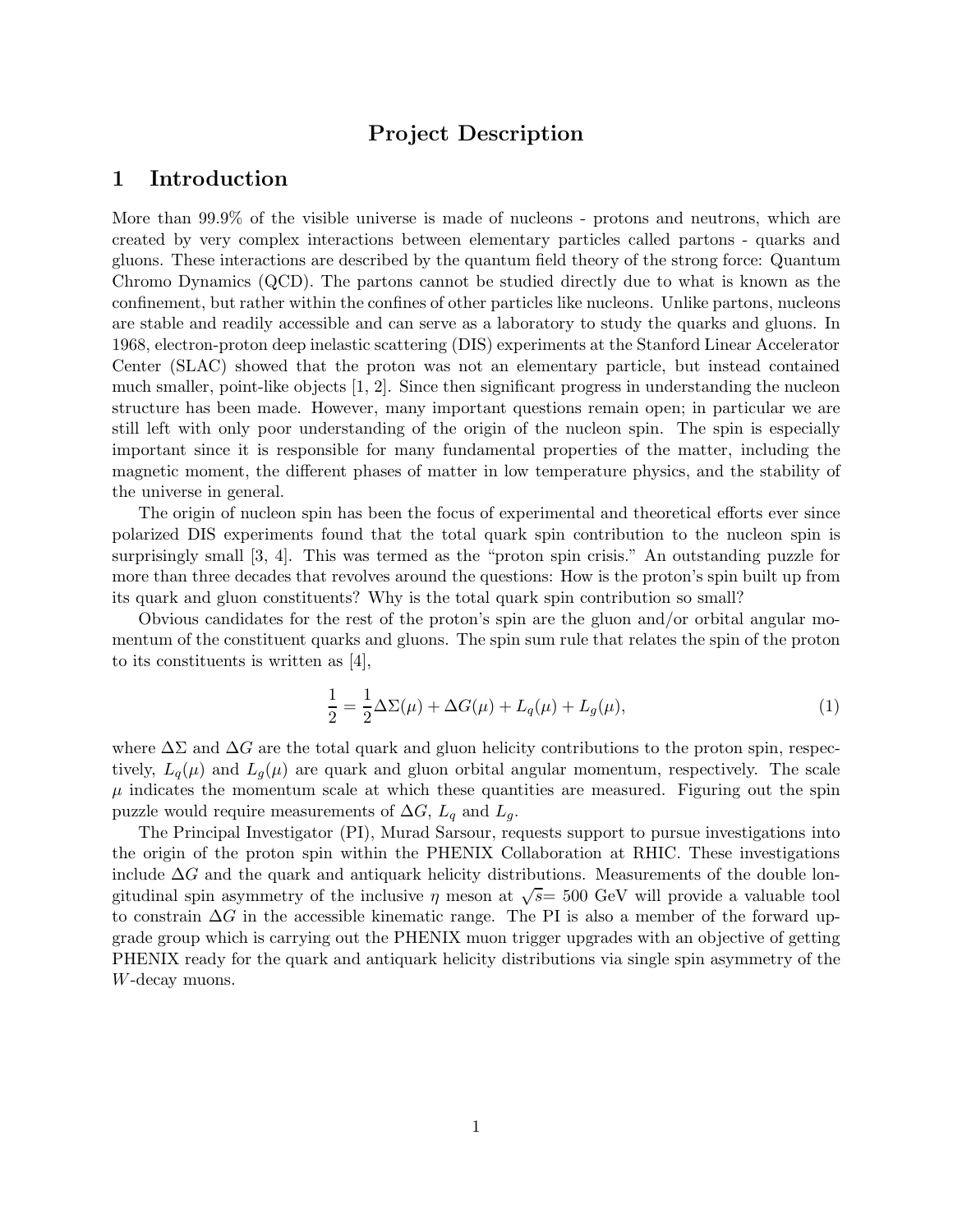# Project Description

## 1 Introduction

More than 99.9% of the visible universe is made of nucleons - protons and neutrons, which are created by very complex interactions between elementary particles called partons - quarks and gluons. These interactions are described by the quantum field theory of the strong force: Quantum Chromo Dynamics (QCD). The partons cannot be studied directly due to what is known as the confinement, but rather within the confines of other particles like nucleons. Unlike partons, nucleons are stable and readily accessible and can serve as a laboratory to study the quarks and gluons. In 1968, electron-proton deep inelastic scattering (DIS) experiments at the Stanford Linear Accelerator Center (SLAC) showed that the proton was not an elementary particle, but instead contained much smaller, point-like objects [1, 2]. Since then significant progress in understanding the nucleon structure has been made. However, many important questions remain open; in particular we are still left with only poor understanding of the origin of the nucleon spin. The spin is especially important since it is responsible for many fundamental properties of the matter, including the magnetic moment, the different phases of matter in low temperature physics, and the stability of the universe in general.

The origin of nucleon spin has been the focus of experimental and theoretical efforts ever since polarized DIS experiments found that the total quark spin contribution to the nucleon spin is surprisingly small [3, 4]. This was termed as the "proton spin crisis." An outstanding puzzle for more than three decades that revolves around the questions: How is the proton's spin built up from its quark and gluon constituents? Why is the total quark spin contribution so small?

Obvious candidates for the rest of the proton's spin are the gluon and/or orbital angular momentum of the constituent quarks and gluons. The spin sum rule that relates the spin of the proton to its constituents is written as [4],

$$\frac{1}{2} = \frac{1}{2}\Delta\Sigma(\mu) + \Delta G(\mu) + L_q(\mu) + L_g(\mu), \tag{1}$$

where $\Delta\Sigma$ and $\Delta G$ are the total quark and gluon helicity contributions to the proton spin, respectively, $L_q(\mu)$ and $L_g(\mu)$ are quark and gluon orbital angular momentum, respectively. The scale $\mu$ indicates the momentum scale at which these quantities are measured. Figuring out the spin puzzle would require measurements of $\Delta G$, $L_q$ and $L_g$.

The Principal Investigator (PI), Murad Sarsour, requests support to pursue investigations into the origin of the proton spin within the PHENIX Collaboration at RHIC. These investigations include $\Delta G$ and the quark and antiquark helicity distributions. Measurements of the double longitudinal spin asymmetry of the inclusive $\eta$ meson at $\sqrt{s}$= 500 GeV will provide a valuable tool to constrain $\Delta G$ in the accessible kinematic range. The PI is also a member of the forward upgrade group which is carrying out the PHENIX muon trigger upgrades with an objective of getting PHENIX ready for the quark and antiquark helicity distributions via single spin asymmetry of the $W$-decay muons.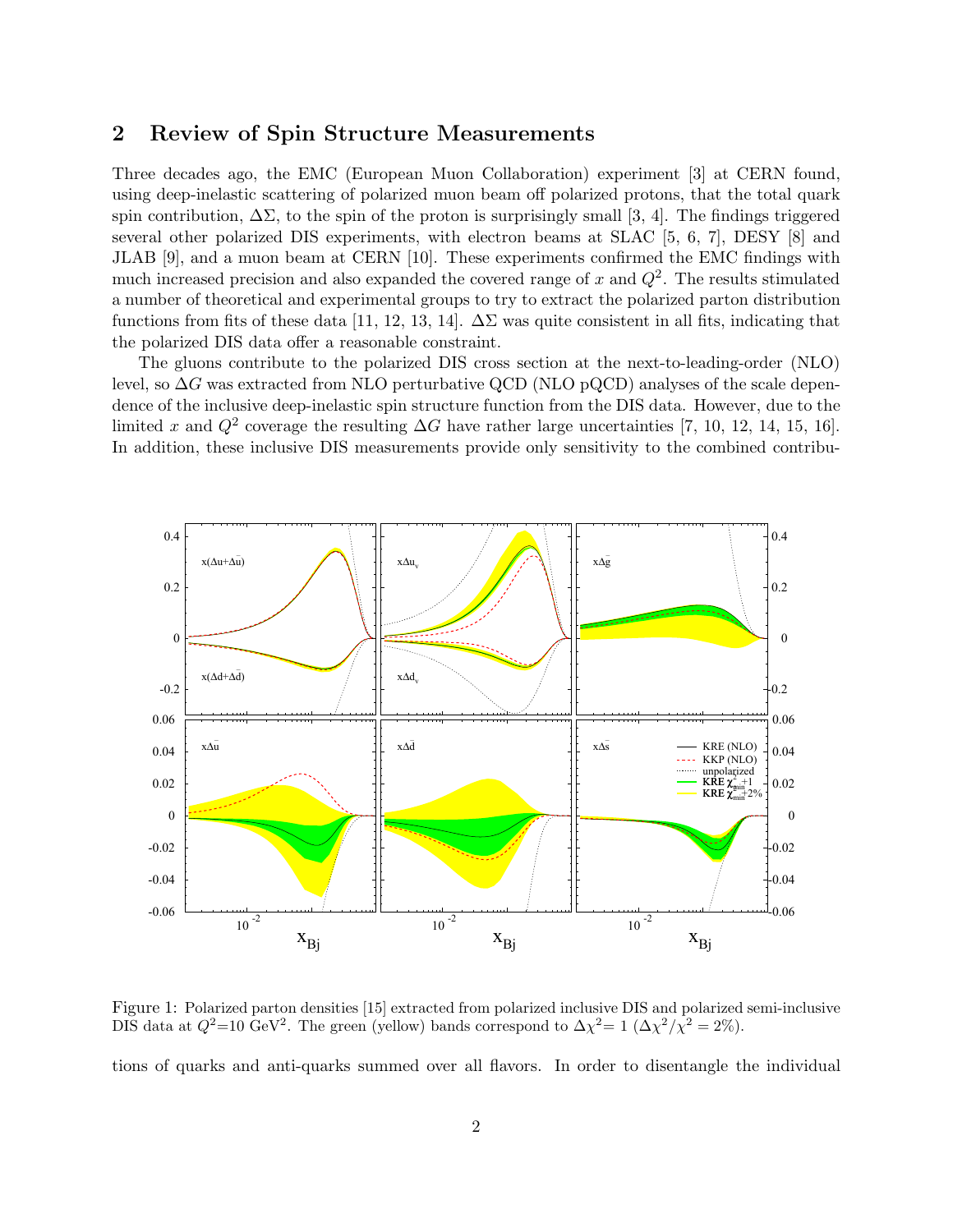## 2 Review of Spin Structure Measurements

Three decades ago, the EMC (European Muon Collaboration) experiment [3] at CERN found, using deep-inelastic scattering of polarized muon beam off polarized protons, that the total quark spin contribution, $\Delta\Sigma$, to the spin of the proton is surprisingly small [3, 4]. The findings triggered several other polarized DIS experiments, with electron beams at SLAC [5, 6, 7], DESY [8] and JLAB [9], and a muon beam at CERN [10]. These experiments confirmed the EMC findings with much increased precision and also expanded the covered range of $x$ and $Q^2$. The results stimulated a number of theoretical and experimental groups to try to extract the polarized parton distribution functions from fits of these data [11, 12, 13, 14]. $\Delta\Sigma$ was quite consistent in all fits, indicating that the polarized DIS data offer a reasonable constraint.

The gluons contribute to the polarized DIS cross section at the next-to-leading-order (NLO) level, so $\Delta G$ was extracted from NLO perturbative QCD (NLO pQCD) analyses of the scale dependence of the inclusive deep-inelastic spin structure function from the DIS data. However, due to the limited $x$ and $Q^2$ coverage the resulting $\Delta G$ have rather large uncertainties [7, 10, 12, 14, 15, 16]. In addition, these inclusive DIS measurements provide only sensitivity to the combined contributions of quarks and anti-quarks summed over all flavors. In order to disentangle the individual

Figure 1: Polarized parton densities [15] extracted from polarized inclusive DIS and polarized semi-inclusive DIS data at $Q^2$=10 GeV$^2$. The green (yellow) bands correspond to $\Delta\chi^2$= 1 ($\Delta\chi^2/\chi^2 = 2\%$).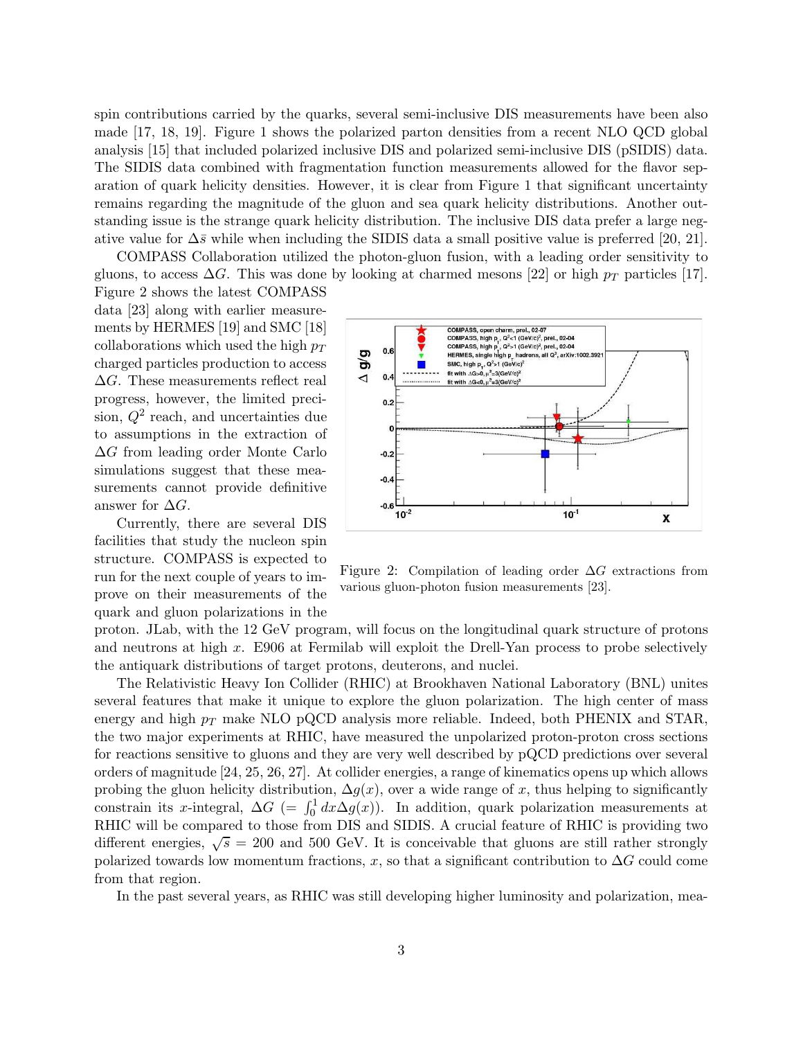spin contributions carried by the quarks, several semi-inclusive DIS measurements have been also made [17, 18, 19]. Figure 1 shows the polarized parton densities from a recent NLO QCD global analysis [15] that included polarized inclusive DIS and polarized semi-inclusive DIS (pSIDIS) data. The SIDIS data combined with fragmentation function measurements allowed for the flavor separation of quark helicity densities. However, it is clear from Figure 1 that significant uncertainty remains regarding the magnitude of the gluon and sea quark helicity distributions. Another outstanding issue is the strange quark helicity distribution. The inclusive DIS data prefer a large negative value for $\Delta\bar{s}$ while when including the SIDIS data a small positive value is preferred [20, 21].

COMPASS Collaboration utilized the photon-gluon fusion, with a leading order sensitivity to gluons, to access $\Delta G$. This was done by looking at charmed mesons [22] or high $p_T$ particles [17]. Figure 2 shows the latest COMPASS data [23] along with earlier measurements by HERMES [19] and SMC [18] collaborations which used the high $p_T$ charged particles production to access $\Delta G$. These measurements reflect real progress, however, the limited precision, $Q^2$ reach, and uncertainties due to assumptions in the extraction of $\Delta G$ from leading order Monte Carlo simulations suggest that these measurements cannot provide definitive answer for $\Delta G$.

Figure 2: Compilation of leading order $\Delta G$ extractions from various gluon-photon fusion measurements [23].

Currently, there are several DIS facilities that study the nucleon spin structure. COMPASS is expected to run for the next couple of years to improve on their measurements of the quark and gluon polarizations in the proton. JLab, with the 12 GeV program, will focus on the longitudinal quark structure of protons and neutrons at high $x$. E906 at Fermilab will exploit the Drell-Yan process to probe selectively the antiquark distributions of target protons, deuterons, and nuclei.

The Relativistic Heavy Ion Collider (RHIC) at Brookhaven National Laboratory (BNL) unites several features that make it unique to explore the gluon polarization. The high center of mass energy and high $p_T$ make NLO pQCD analysis more reliable. Indeed, both PHENIX and STAR, the two major experiments at RHIC, have measured the unpolarized proton-proton cross sections for reactions sensitive to gluons and they are very well described by pQCD predictions over several orders of magnitude [24, 25, 26, 27]. At collider energies, a range of kinematics opens up which allows probing the gluon helicity distribution, $\Delta g(x)$, over a wide range of $x$, thus helping to significantly constrain its $x$-integral, $\Delta G$ ($= \int_0^1 dx \Delta g(x)$). In addition, quark polarization measurements at RHIC will be compared to those from DIS and SIDIS. A crucial feature of RHIC is providing two different energies, $\sqrt{s} = 200$ and 500 GeV. It is conceivable that gluons are still rather strongly polarized towards low momentum fractions, $x$, so that a significant contribution to $\Delta G$ could come from that region.

In the past several years, as RHIC was still developing higher luminosity and polarization, mea-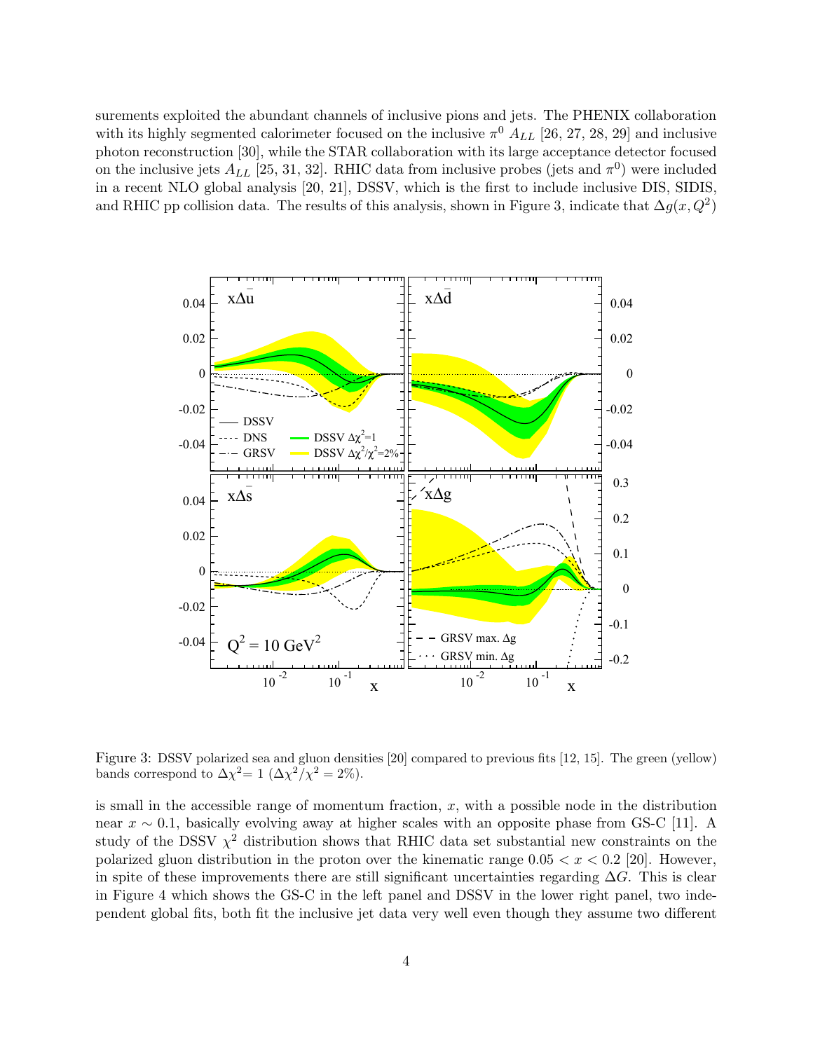surements exploited the abundant channels of inclusive pions and jets. The PHENIX collaboration with its highly segmented calorimeter focused on the inclusive $\pi^0$ $A_{LL}$ [26, 27, 28, 29] and inclusive photon reconstruction [30], while the STAR collaboration with its large acceptance detector focused on the inclusive jets $A_{LL}$ [25, 31, 32]. RHIC data from inclusive probes (jets and $\pi^0$) were included in a recent NLO global analysis [20, 21], DSSV, which is the first to include inclusive DIS, SIDIS, and RHIC pp collision data. The results of this analysis, shown in Figure 3, indicate that $\Delta g(x, Q^2)$

Figure 3: DSSV polarized sea and gluon densities [20] compared to previous fits [12, 15]. The green (yellow) bands correspond to $\Delta\chi^2 = 1$ ($\Delta\chi^2/\chi^2 = 2\%$).

is small in the accessible range of momentum fraction, $x$, with a possible node in the distribution near $x \sim 0.1$, basically evolving away at higher scales with an opposite phase from GS-C [11]. A study of the DSSV $\chi^2$ distribution shows that RHIC data set substantial new constraints on the polarized gluon distribution in the proton over the kinematic range $0.05 < x < 0.2$ [20]. However, in spite of these improvements there are still significant uncertainties regarding $\Delta G$. This is clear in Figure 4 which shows the GS-C in the left panel and DSSV in the lower right panel, two independent global fits, both fit the inclusive jet data very well even though they assume two different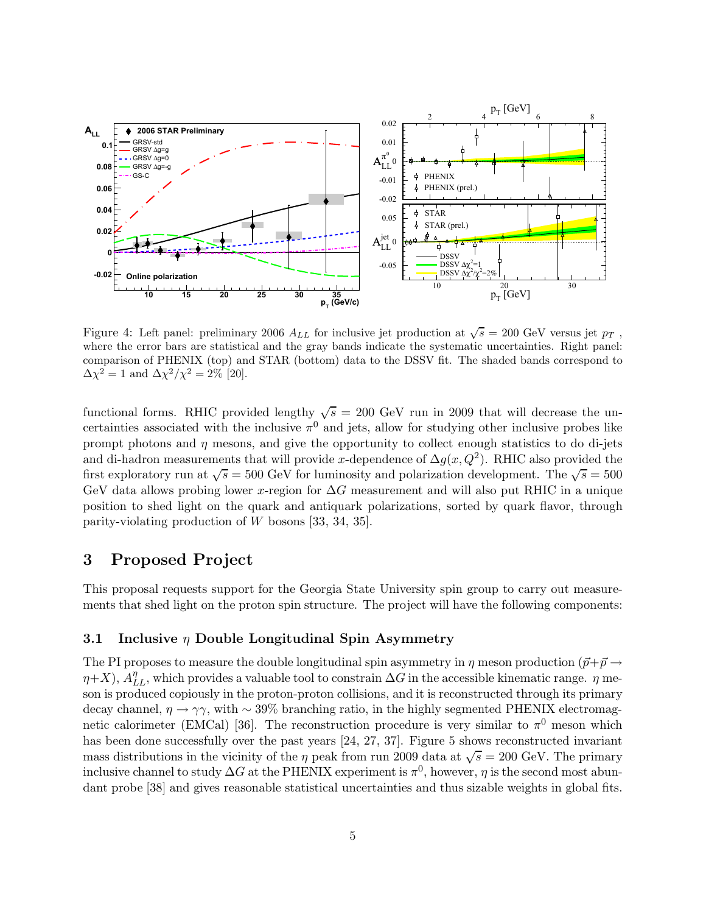Figure 4: Left panel: preliminary 2006 $A_{LL}$ for inclusive jet production at $\sqrt{s} = 200$ GeV versus jet $p_T$, where the error bars are statistical and the gray bands indicate the systematic uncertainties. Right panel: comparison of PHENIX (top) and STAR (bottom) data to the DSSV fit. The shaded bands correspond to $\Delta\chi^2 = 1$ and $\Delta\chi^2/\chi^2 = 2\%$ [20].

functional forms. RHIC provided lengthy $\sqrt{s} = 200$ GeV run in 2009 that will decrease the uncertainties associated with the inclusive $\pi^0$ and jets, allow for studying other inclusive probes like prompt photons and $\eta$ mesons, and give the opportunity to collect enough statistics to do di-jets and di-hadron measurements that will provide $x$-dependence of $\Delta g(x, Q^2)$. RHIC also provided the first exploratory run at $\sqrt{s} = 500$ GeV for luminosity and polarization development. The $\sqrt{s} = 500$ GeV data allows probing lower $x$-region for $\Delta G$ measurement and will also put RHIC in a unique position to shed light on the quark and antiquark polarizations, sorted by quark flavor, through parity-violating production of $W$ bosons [33, 34, 35].

## 3 Proposed Project

This proposal requests support for the Georgia State University spin group to carry out measurements that shed light on the proton spin structure. The project will have the following components:

### 3.1 Inclusive $\eta$ Double Longitudinal Spin Asymmetry

The PI proposes to measure the double longitudinal spin asymmetry in $\eta$ meson production ($\vec{p}+\vec{p} \rightarrow \eta+X$), $A_{LL}^{\eta}$, which provides a valuable tool to constrain $\Delta G$ in the accessible kinematic range. $\eta$ meson is produced copiously in the proton-proton collisions, and it is reconstructed through its primary decay channel, $\eta \rightarrow \gamma\gamma$, with $\sim 39\%$ branching ratio, in the highly segmented PHENIX electromagnetic calorimeter (EMCal) [36]. The reconstruction procedure is very similar to $\pi^0$ meson which has been done successfully over the past years [24, 27, 37]. Figure 5 shows reconstructed invariant mass distributions in the vicinity of the $\eta$ peak from run 2009 data at $\sqrt{s} = 200$ GeV. The primary inclusive channel to study $\Delta G$ at the PHENIX experiment is $\pi^0$, however, $\eta$ is the second most abundant probe [38] and gives reasonable statistical uncertainties and thus sizable weights in global fits.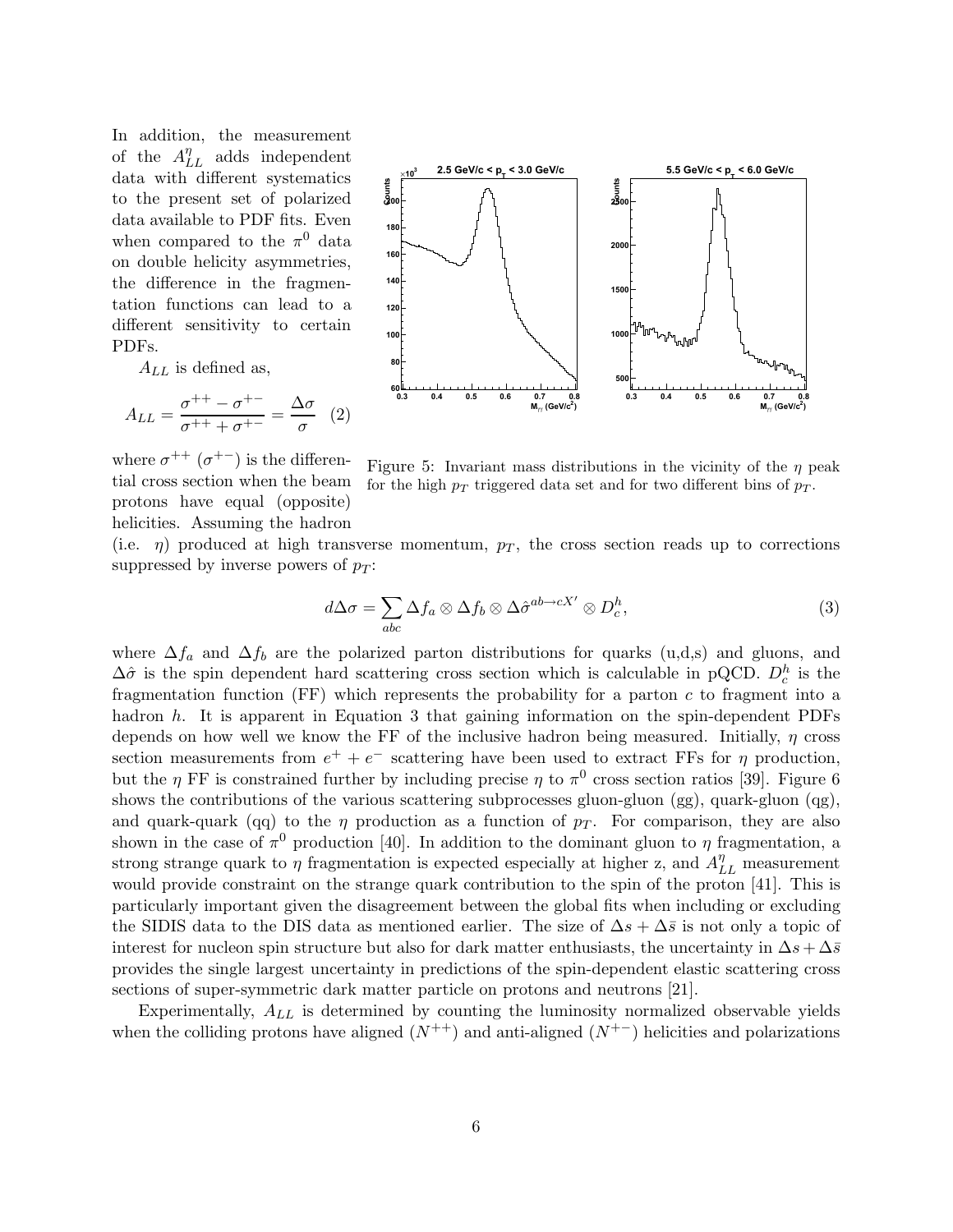In addition, the measurement of the $A_{LL}^{\eta}$ adds independent data with different systematics to the present set of polarized data available to PDF fits. Even when compared to the $\pi^0$ data on double helicity asymmetries, the difference in the fragmentation functions can lead to a different sensitivity to certain PDFs.

$A_{LL}$ is defined as,

$$A_{LL} = \frac{\sigma^{++} - \sigma^{+-}}{\sigma^{++} + \sigma^{+-}} = \frac{\Delta\sigma}{\sigma} \quad (2)$$

where $\sigma^{++}$ ($\sigma^{+-}$) is the differential cross section when the beam protons have equal (opposite) helicities. Assuming the hadron (i.e. $\eta$) produced at high transverse momentum, $p_T$, the cross section reads up to corrections suppressed by inverse powers of $p_T$:

Figure 5: Invariant mass distributions in the vicinity of the $\eta$ peak for the high $p_T$ triggered data set and for two different bins of $p_T$.

$$d\Delta\sigma = \sum_{abc} \Delta f_a \otimes \Delta f_b \otimes \Delta\hat{\sigma}^{ab\to cX'} \otimes D_c^h, \tag{3}$$

where $\Delta f_a$ and $\Delta f_b$ are the polarized parton distributions for quarks (u,d,s) and gluons, and $\Delta\hat{\sigma}$ is the spin dependent hard scattering cross section which is calculable in pQCD. $D_c^h$ is the fragmentation function (FF) which represents the probability for a parton $c$ to fragment into a hadron $h$. It is apparent in Equation 3 that gaining information on the spin-dependent PDFs depends on how well we know the FF of the inclusive hadron being measured. Initially, $\eta$ cross section measurements from $e^+ + e^-$ scattering have been used to extract FFs for $\eta$ production, but the $\eta$ FF is constrained further by including precise $\eta$ to $\pi^0$ cross section ratios [39]. Figure 6 shows the contributions of the various scattering subprocesses gluon-gluon (gg), quark-gluon (qg), and quark-quark (qq) to the $\eta$ production as a function of $p_T$. For comparison, they are also shown in the case of $\pi^0$ production [40]. In addition to the dominant gluon to $\eta$ fragmentation, a strong strange quark to $\eta$ fragmentation is expected especially at higher z, and $A_{LL}^{\eta}$ measurement would provide constraint on the strange quark contribution to the spin of the proton [41]. This is particularly important given the disagreement between the global fits when including or excluding the SIDIS data to the DIS data as mentioned earlier. The size of $\Delta s + \Delta\bar{s}$ is not only a topic of interest for nucleon spin structure but also for dark matter enthusiasts, the uncertainty in $\Delta s + \Delta\bar{s}$ provides the single largest uncertainty in predictions of the spin-dependent elastic scattering cross sections of super-symmetric dark matter particle on protons and neutrons [21].

Experimentally, $A_{LL}$ is determined by counting the luminosity normalized observable yields when the colliding protons have aligned ($N^{++}$) and anti-aligned ($N^{+-}$) helicities and polarizations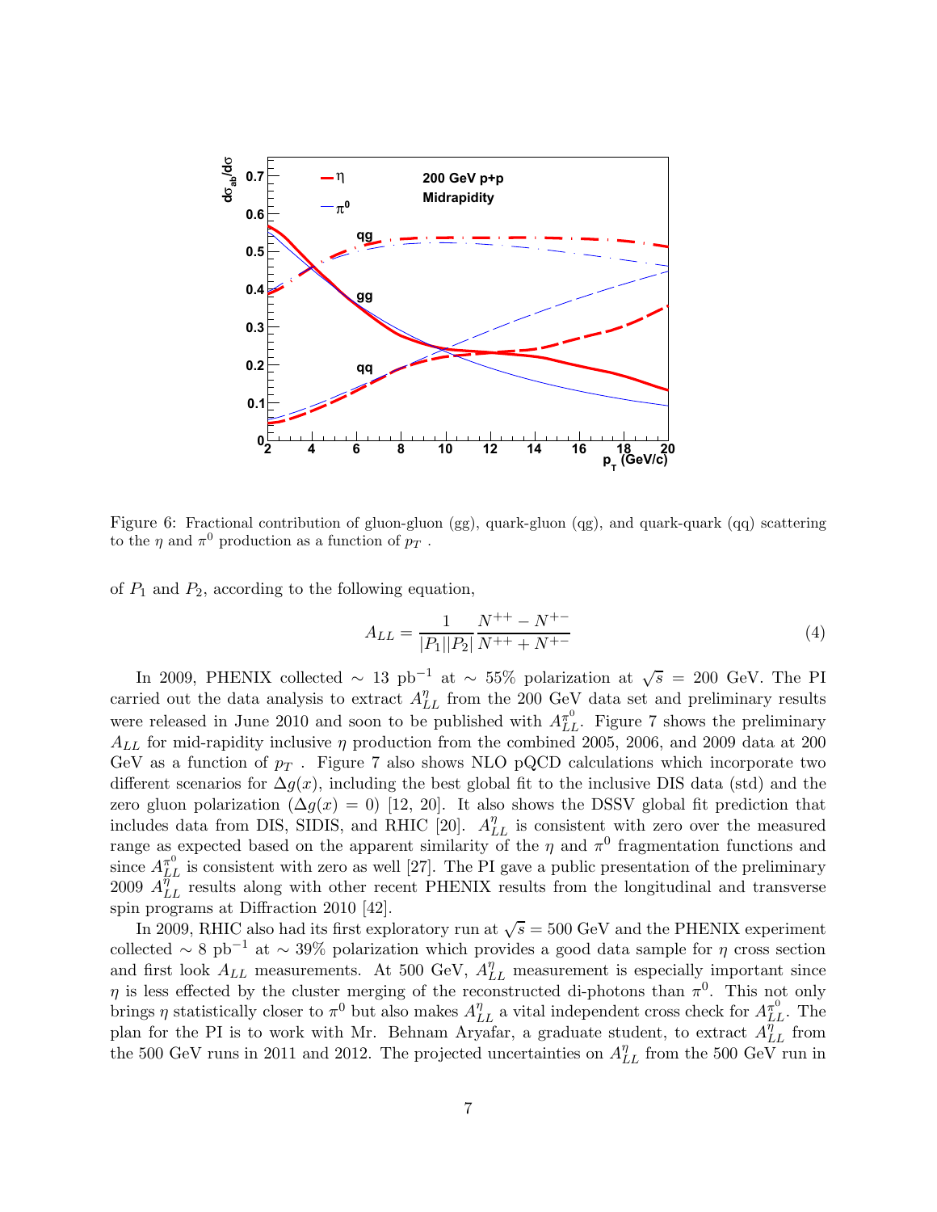Figure 6: Fractional contribution of gluon-gluon (gg), quark-gluon (qg), and quark-quark (qq) scattering to the $\eta$ and $\pi^0$ production as a function of $p_T$ .

of $P_1$ and $P_2$, according to the following equation,

$$A_{LL} = \frac{1}{|P_1||P_2|} \frac{N^{++} - N^{+-}}{N^{++} + N^{+-}} \tag{4}$$

In 2009, PHENIX collected $\sim$ 13 pb$^{-1}$ at $\sim$ 55% polarization at $\sqrt{s}$ = 200 GeV. The PI carried out the data analysis to extract $A_{LL}^{\eta}$ from the 200 GeV data set and preliminary results were released in June 2010 and soon to be published with $A_{LL}^{\pi^0}$. Figure 7 shows the preliminary $A_{LL}$ for mid-rapidity inclusive $\eta$ production from the combined 2005, 2006, and 2009 data at 200 GeV as a function of $p_T$ . Figure 7 also shows NLO pQCD calculations which incorporate two different scenarios for $\Delta g(x)$, including the best global fit to the inclusive DIS data (std) and the zero gluon polarization ($\Delta g(x) = 0$) [12, 20]. It also shows the DSSV global fit prediction that includes data from DIS, SIDIS, and RHIC [20]. $A_{LL}^{\eta}$ is consistent with zero over the measured range as expected based on the apparent similarity of the $\eta$ and $\pi^0$ fragmentation functions and since $A_{LL}^{\pi^0}$ is consistent with zero as well [27]. The PI gave a public presentation of the preliminary 2009 $A_{LL}^{\eta}$ results along with other recent PHENIX results from the longitudinal and transverse spin programs at Diffraction 2010 [42].

In 2009, RHIC also had its first exploratory run at $\sqrt{s} = 500$ GeV and the PHENIX experiment collected $\sim$ 8 pb$^{-1}$ at $\sim$ 39% polarization which provides a good data sample for $\eta$ cross section and first look $A_{LL}$ measurements. At 500 GeV, $A_{LL}^{\eta}$ measurement is especially important since $\eta$ is less effected by the cluster merging of the reconstructed di-photons than $\pi^0$. This not only brings $\eta$ statistically closer to $\pi^0$ but also makes $A_{LL}^{\eta}$ a vital independent cross check for $A_{LL}^{\pi^0}$. The plan for the PI is to work with Mr. Behnam Aryafar, a graduate student, to extract $A_{LL}^{\eta}$ from the 500 GeV runs in 2011 and 2012. The projected uncertainties on $A_{LL}^{\eta}$ from the 500 GeV run in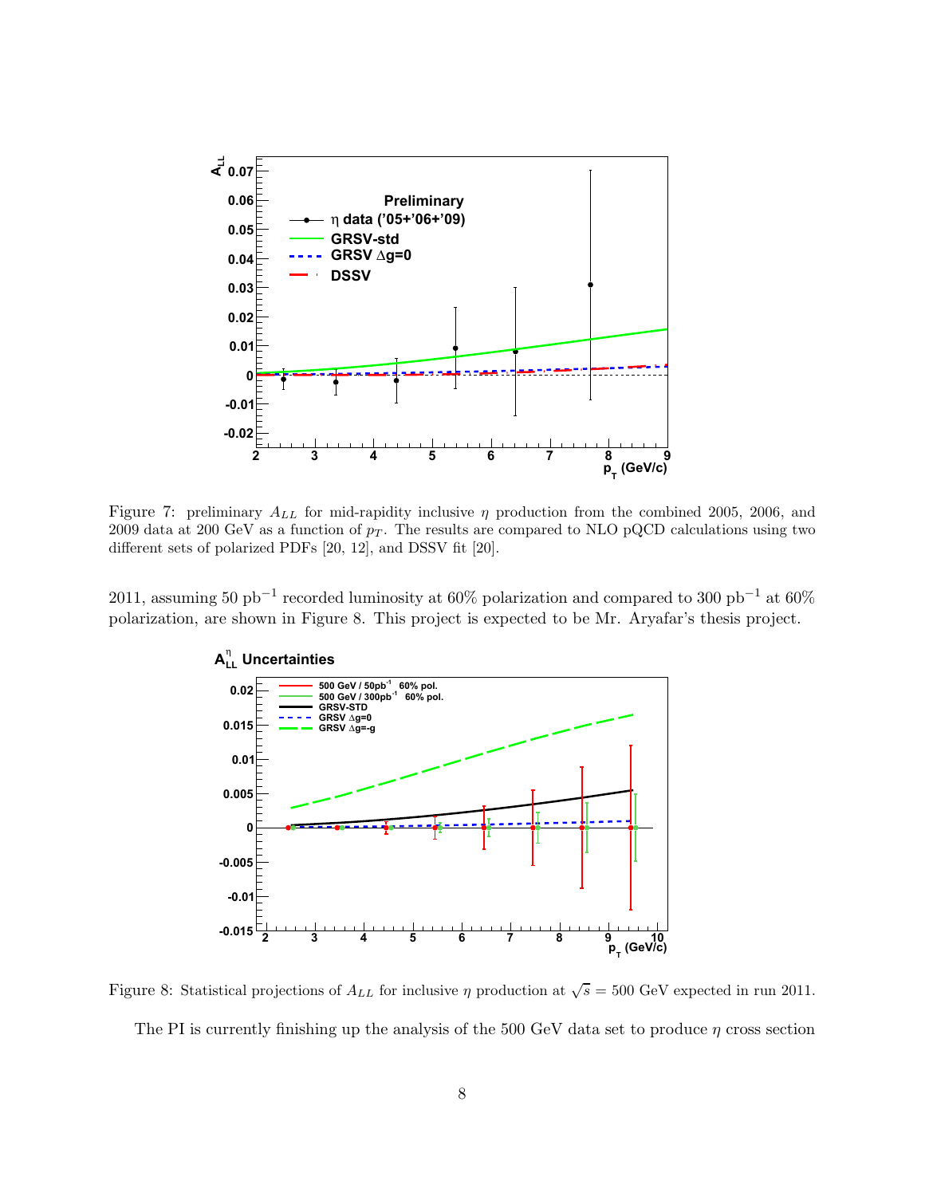Figure 7: preliminary $A_{LL}$ for mid-rapidity inclusive $\eta$ production from the combined 2005, 2006, and 2009 data at 200 GeV as a function of $p_T$. The results are compared to NLO pQCD calculations using two different sets of polarized PDFs [20, 12], and DSSV fit [20].

2011, assuming 50 pb$^{-1}$ recorded luminosity at 60% polarization and compared to 300 pb$^{-1}$ at 60% polarization, are shown in Figure 8. This project is expected to be Mr. Aryafar's thesis project.

Figure 8: Statistical projections of $A_{LL}$ for inclusive $\eta$ production at $\sqrt{s} = 500$ GeV expected in run 2011.

The PI is currently finishing up the analysis of the 500 GeV data set to produce $\eta$ cross section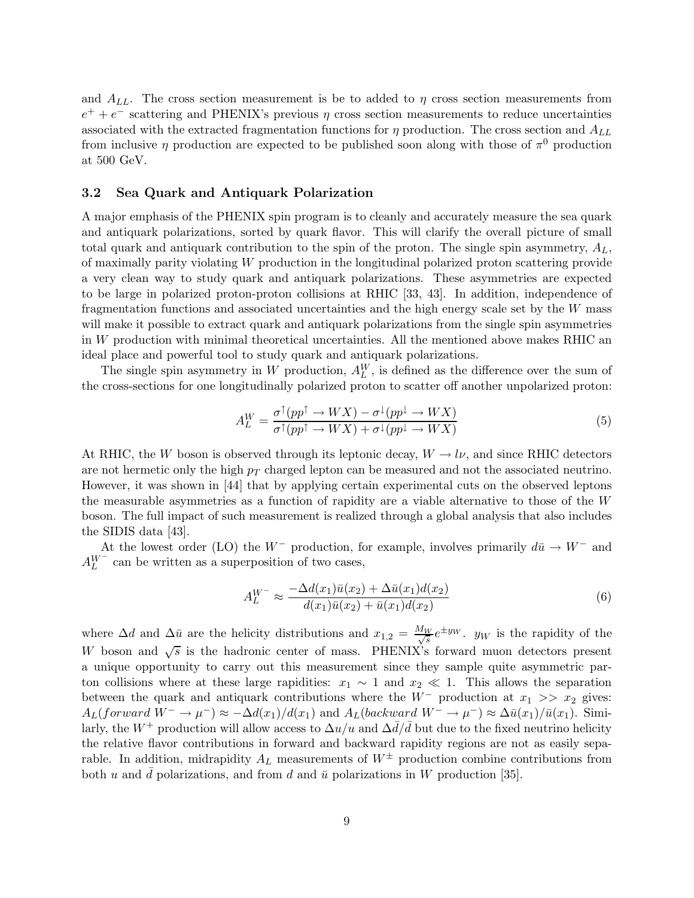and $A_{LL}$. The cross section measurement is be to added to $\eta$ cross section measurements from $e^+ + e^-$ scattering and PHENIX's previous $\eta$ cross section measurements to reduce uncertainties associated with the extracted fragmentation functions for $\eta$ production. The cross section and $A_{LL}$ from inclusive $\eta$ production are expected to be published soon along with those of $\pi^0$ production at 500 GeV.

### 3.2 Sea Quark and Antiquark Polarization

A major emphasis of the PHENIX spin program is to cleanly and accurately measure the sea quark and antiquark polarizations, sorted by quark flavor. This will clarify the overall picture of small total quark and antiquark contribution to the spin of the proton. The single spin asymmetry, $A_L$, of maximally parity violating $W$ production in the longitudinal polarized proton scattering provide a very clean way to study quark and antiquark polarizations. These asymmetries are expected to be large in polarized proton-proton collisions at RHIC [33, 43]. In addition, independence of fragmentation functions and associated uncertainties and the high energy scale set by the $W$ mass will make it possible to extract quark and antiquark polarizations from the single spin asymmetries in $W$ production with minimal theoretical uncertainties. All the mentioned above makes RHIC an ideal place and powerful tool to study quark and antiquark polarizations.

The single spin asymmetry in $W$ production, $A_L^W$, is defined as the difference over the sum of the cross-sections for one longitudinally polarized proton to scatter off another unpolarized proton:

$$A_L^W = \frac{\sigma^{\uparrow}(pp^{\uparrow} \rightarrow WX) - \sigma^{\downarrow}(pp^{\downarrow} \rightarrow WX)}{\sigma^{\uparrow}(pp^{\uparrow} \rightarrow WX) + \sigma^{\downarrow}(pp^{\downarrow} \rightarrow WX)} \tag{5}$$

At RHIC, the $W$ boson is observed through its leptonic decay, $W \rightarrow l\nu$, and since RHIC detectors are not hermetic only the high $p_T$ charged lepton can be measured and not the associated neutrino. However, it was shown in [44] that by applying certain experimental cuts on the observed leptons the measurable asymmetries as a function of rapidity are a viable alternative to those of the $W$ boson. The full impact of such measurement is realized through a global analysis that also includes the SIDIS data [43].

At the lowest order (LO) the $W^-$ production, for example, involves primarily $d\bar{u} \rightarrow W^-$ and $A_L^{W^-}$ can be written as a superposition of two cases,

$$A_L^{W^-} \approx \frac{-\Delta d(x_1)\bar{u}(x_2) + \Delta\bar{u}(x_1)d(x_2)}{d(x_1)\bar{u}(x_2) + \bar{u}(x_1)d(x_2)} \tag{6}$$

where $\Delta d$ and $\Delta\bar{u}$ are the helicity distributions and $x_{1,2} = \frac{M_W}{\sqrt{s}}e^{\pm y_W}$. $y_W$ is the rapidity of the $W$ boson and $\sqrt{s}$ is the hadronic center of mass. PHENIX's forward muon detectors present a unique opportunity to carry out this measurement since they sample quite asymmetric parton collisions where at these large rapidities: $x_1 \sim 1$ and $x_2 \ll 1$. This allows the separation between the quark and antiquark contributions where the $W^-$ production at $x_1 >> x_2$ gives: $A_L(forward\ W^- \rightarrow \mu^-) \approx -\Delta d(x_1)/d(x_1)$ and $A_L(backward\ W^- \rightarrow \mu^-) \approx \Delta\bar{u}(x_1)/\bar{u}(x_1)$. Similarly, the $W^+$ production will allow access to $\Delta u/u$ and $\Delta\bar{d}/\bar{d}$ but due to the fixed neutrino helicity the relative flavor contributions in forward and backward rapidity regions are not as easily separable. In addition, midrapidity $A_L$ measurements of $W^\pm$ production combine contributions from both $u$ and $\bar{d}$ polarizations, and from $d$ and $\bar{u}$ polarizations in $W$ production [35].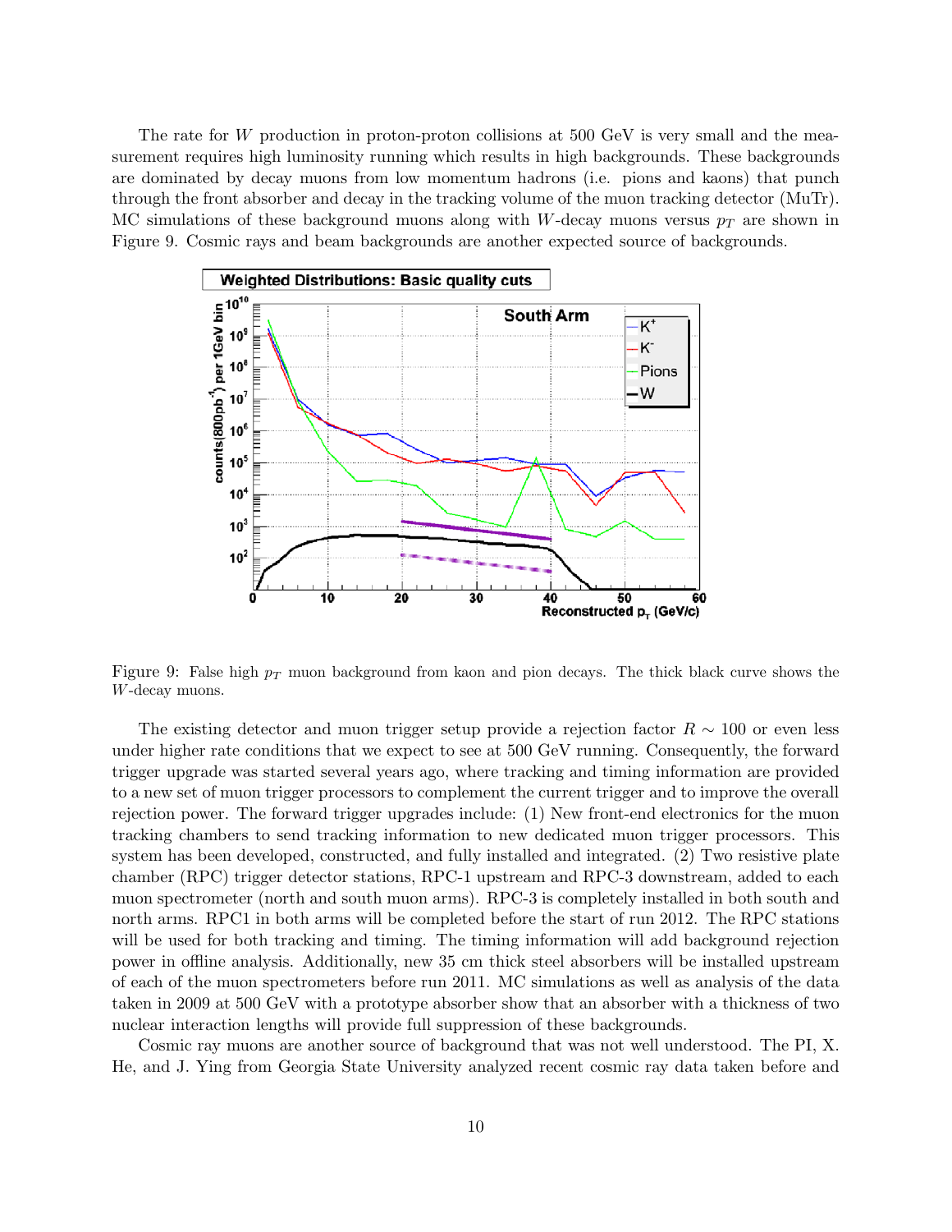The rate for $W$ production in proton-proton collisions at 500 GeV is very small and the measurement requires high luminosity running which results in high backgrounds. These backgrounds are dominated by decay muons from low momentum hadrons (i.e. pions and kaons) that punch through the front absorber and decay in the tracking volume of the muon tracking detector (MuTr). MC simulations of these background muons along with $W$-decay muons versus $p_T$ are shown in Figure 9. Cosmic rays and beam backgrounds are another expected source of backgrounds.

Figure 9: False high $p_T$ muon background from kaon and pion decays. The thick black curve shows the $W$-decay muons.

The existing detector and muon trigger setup provide a rejection factor $R \sim 100$ or even less under higher rate conditions that we expect to see at 500 GeV running. Consequently, the forward trigger upgrade was started several years ago, where tracking and timing information are provided to a new set of muon trigger processors to complement the current trigger and to improve the overall rejection power. The forward trigger upgrades include: (1) New front-end electronics for the muon tracking chambers to send tracking information to new dedicated muon trigger processors. This system has been developed, constructed, and fully installed and integrated. (2) Two resistive plate chamber (RPC) trigger detector stations, RPC-1 upstream and RPC-3 downstream, added to each muon spectrometer (north and south muon arms). RPC-3 is completely installed in both south and north arms. RPC1 in both arms will be completed before the start of run 2012. The RPC stations will be used for both tracking and timing. The timing information will add background rejection power in offline analysis. Additionally, new 35 cm thick steel absorbers will be installed upstream of each of the muon spectrometers before run 2011. MC simulations as well as analysis of the data taken in 2009 at 500 GeV with a prototype absorber show that an absorber with a thickness of two nuclear interaction lengths will provide full suppression of these backgrounds.

Cosmic ray muons are another source of background that was not well understood. The PI, X. He, and J. Ying from Georgia State University analyzed recent cosmic ray data taken before and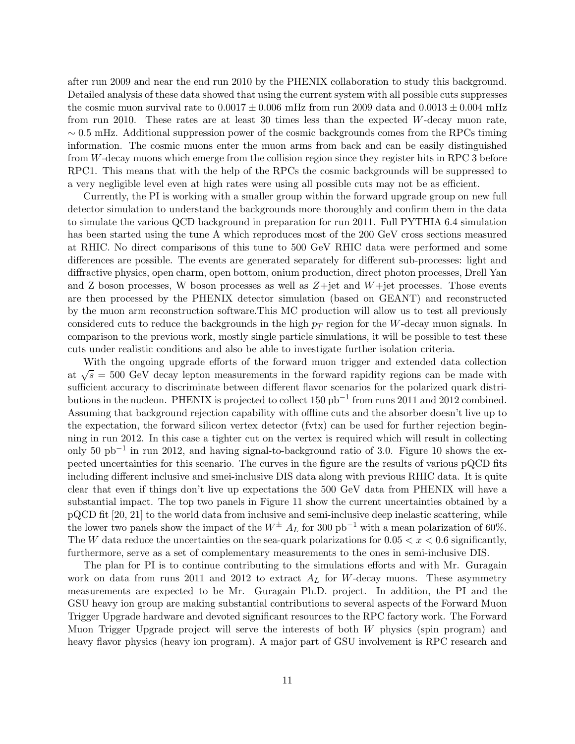after run 2009 and near the end run 2010 by the PHENIX collaboration to study this background. Detailed analysis of these data showed that using the current system with all possible cuts suppresses the cosmic muon survival rate to $0.0017 \pm 0.006$ mHz from run 2009 data and $0.0013 \pm 0.004$ mHz from run 2010. These rates are at least 30 times less than the expected $W$-decay muon rate, $\sim 0.5$ mHz. Additional suppression power of the cosmic backgrounds comes from the RPCs timing information. The cosmic muons enter the muon arms from back and can be easily distinguished from $W$-decay muons which emerge from the collision region since they register hits in RPC 3 before RPC1. This means that with the help of the RPCs the cosmic backgrounds will be suppressed to a very negligible level even at high rates were using all possible cuts may not be as efficient.

Currently, the PI is working with a smaller group within the forward upgrade group on new full detector simulation to understand the backgrounds more thoroughly and confirm them in the data to simulate the various QCD background in preparation for run 2011. Full PYTHIA 6.4 simulation has been started using the tune A which reproduces most of the 200 GeV cross sections measured at RHIC. No direct comparisons of this tune to 500 GeV RHIC data were performed and some differences are possible. The events are generated separately for different sub-processes: light and diffractive physics, open charm, open bottom, onium production, direct photon processes, Drell Yan and Z boson processes, W boson processes as well as $Z$+jet and $W$+jet processes. Those events are then processed by the PHENIX detector simulation (based on GEANT) and reconstructed by the muon arm reconstruction software.This MC production will allow us to test all previously considered cuts to reduce the backgrounds in the high $p_T$ region for the $W$-decay muon signals. In comparison to the previous work, mostly single particle simulations, it will be possible to test these cuts under realistic conditions and also be able to investigate further isolation criteria.

With the ongoing upgrade efforts of the forward muon trigger and extended data collection at $\sqrt{s} = 500$ GeV decay lepton measurements in the forward rapidity regions can be made with sufficient accuracy to discriminate between different flavor scenarios for the polarized quark distributions in the nucleon. PHENIX is projected to collect 150 pb$^{-1}$ from runs 2011 and 2012 combined. Assuming that background rejection capability with offline cuts and the absorber doesn't live up to the expectation, the forward silicon vertex detector (fvtx) can be used for further rejection beginning in run 2012. In this case a tighter cut on the vertex is required which will result in collecting only 50 pb$^{-1}$ in run 2012, and having signal-to-background ratio of 3.0. Figure 10 shows the expected uncertainties for this scenario. The curves in the figure are the results of various pQCD fits including different inclusive and smei-inclusive DIS data along with previous RHIC data. It is quite clear that even if things don't live up expectations the 500 GeV data from PHENIX will have a substantial impact. The top two panels in Figure 11 show the current uncertainties obtained by a pQCD fit [20, 21] to the world data from inclusive and semi-inclusive deep inelastic scattering, while the lower two panels show the impact of the $W^{\pm}$ $A_L$ for 300 pb$^{-1}$ with a mean polarization of 60%. The $W$ data reduce the uncertainties on the sea-quark polarizations for $0.05 < x < 0.6$ significantly, furthermore, serve as a set of complementary measurements to the ones in semi-inclusive DIS.

The plan for PI is to continue contributing to the simulations efforts and with Mr. Guragain work on data from runs 2011 and 2012 to extract $A_L$ for $W$-decay muons. These asymmetry measurements are expected to be Mr. Guragain Ph.D. project. In addition, the PI and the GSU heavy ion group are making substantial contributions to several aspects of the Forward Muon Trigger Upgrade hardware and devoted significant resources to the RPC factory work. The Forward Muon Trigger Upgrade project will serve the interests of both $W$ physics (spin program) and heavy flavor physics (heavy ion program). A major part of GSU involvement is RPC research and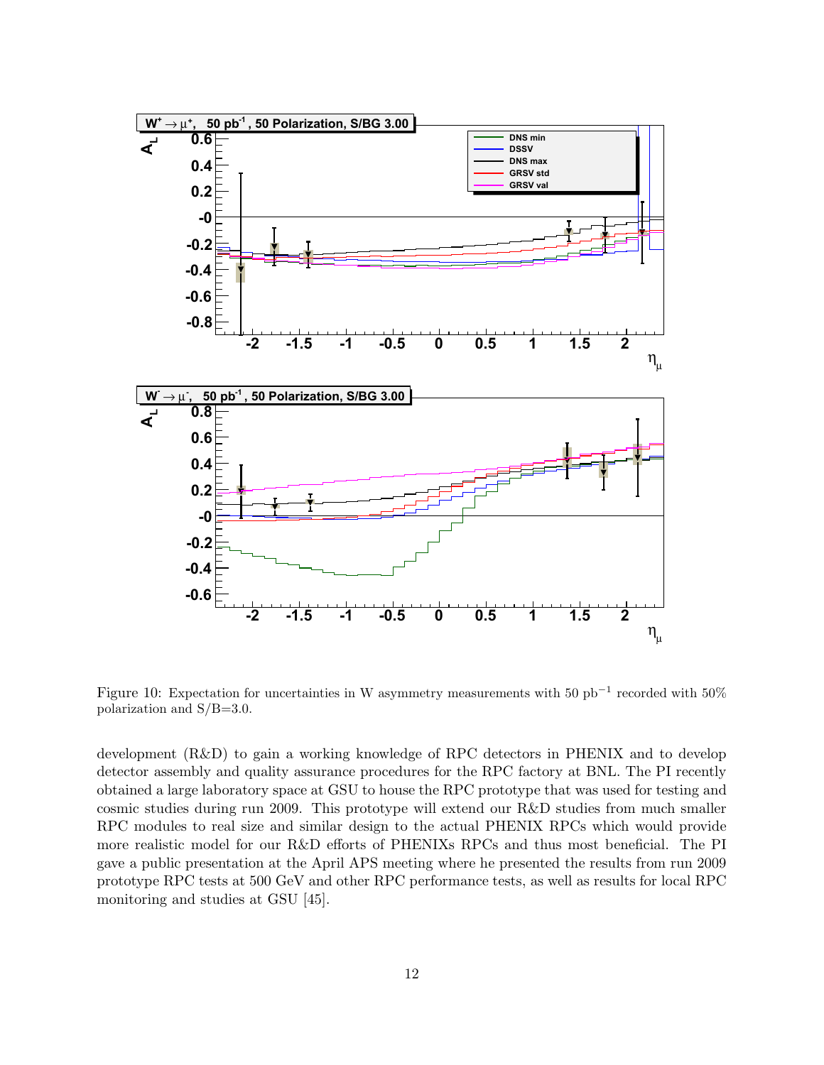Figure 10: Expectation for uncertainties in W asymmetry measurements with 50 $pb^{-1}$ recorded with 50% polarization and S/B=3.0.

development (R&D) to gain a working knowledge of RPC detectors in PHENIX and to develop detector assembly and quality assurance procedures for the RPC factory at BNL. The PI recently obtained a large laboratory space at GSU to house the RPC prototype that was used for testing and cosmic studies during run 2009. This prototype will extend our R&D studies from much smaller RPC modules to real size and similar design to the actual PHENIX RPCs which would provide more realistic model for our R&D efforts of PHENIXs RPCs and thus most beneficial. The PI gave a public presentation at the April APS meeting where he presented the results from run 2009 prototype RPC tests at 500 GeV and other RPC performance tests, as well as results for local RPC monitoring and studies at GSU [45].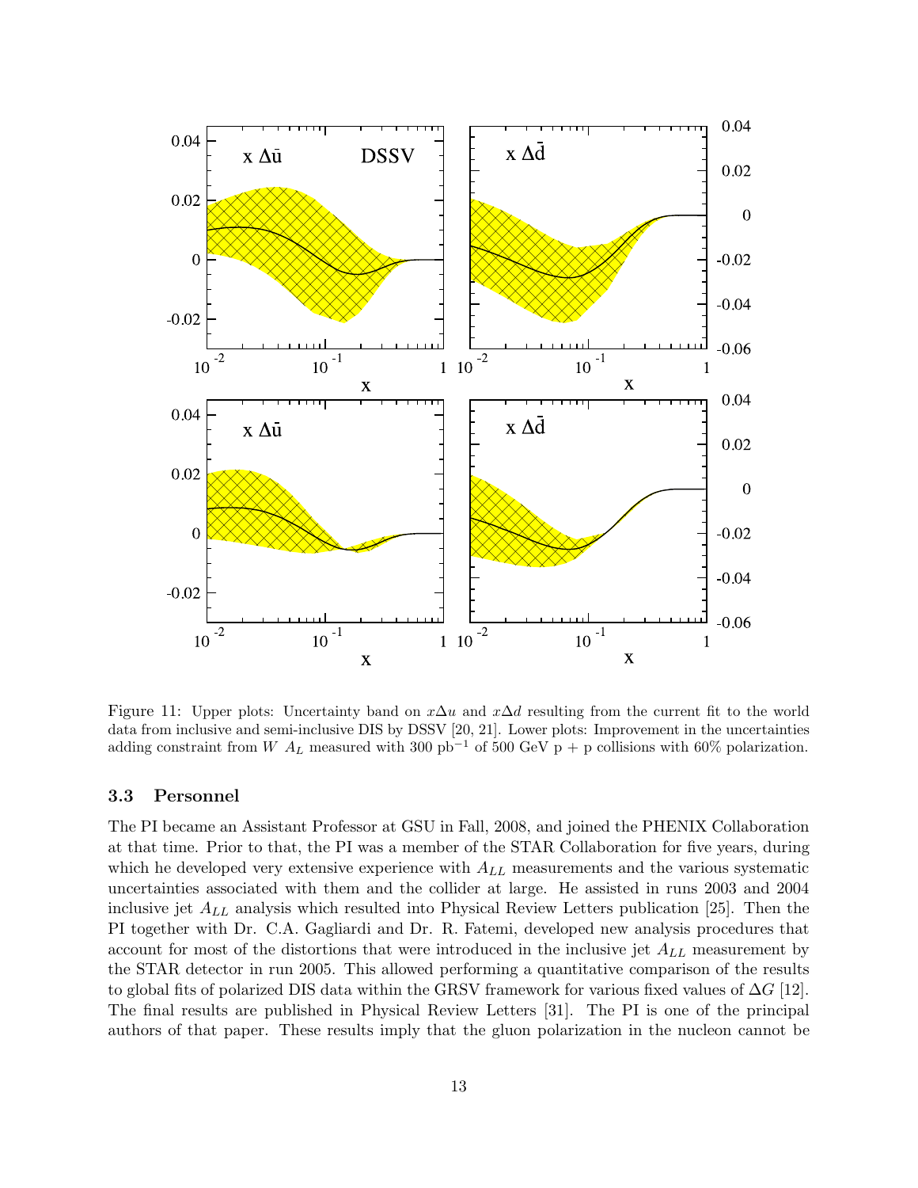Figure 11: Upper plots: Uncertainty band on $x\Delta u$ and $x\Delta d$ resulting from the current fit to the world data from inclusive and semi-inclusive DIS by DSSV [20, 21]. Lower plots: Improvement in the uncertainties adding constraint from $W$ $A_L$ measured with 300 pb$^{-1}$ of 500 GeV p + p collisions with 60% polarization.

### 3.3 Personnel

The PI became an Assistant Professor at GSU in Fall, 2008, and joined the PHENIX Collaboration at that time. Prior to that, the PI was a member of the STAR Collaboration for five years, during which he developed very extensive experience with $A_{LL}$ measurements and the various systematic uncertainties associated with them and the collider at large. He assisted in runs 2003 and 2004 inclusive jet $A_{LL}$ analysis which resulted into Physical Review Letters publication [25]. Then the PI together with Dr. C.A. Gagliardi and Dr. R. Fatemi, developed new analysis procedures that account for most of the distortions that were introduced in the inclusive jet $A_{LL}$ measurement by the STAR detector in run 2005. This allowed performing a quantitative comparison of the results to global fits of polarized DIS data within the GRSV framework for various fixed values of $\Delta G$ [12]. The final results are published in Physical Review Letters [31]. The PI is one of the principal authors of that paper. These results imply that the gluon polarization in the nucleon cannot be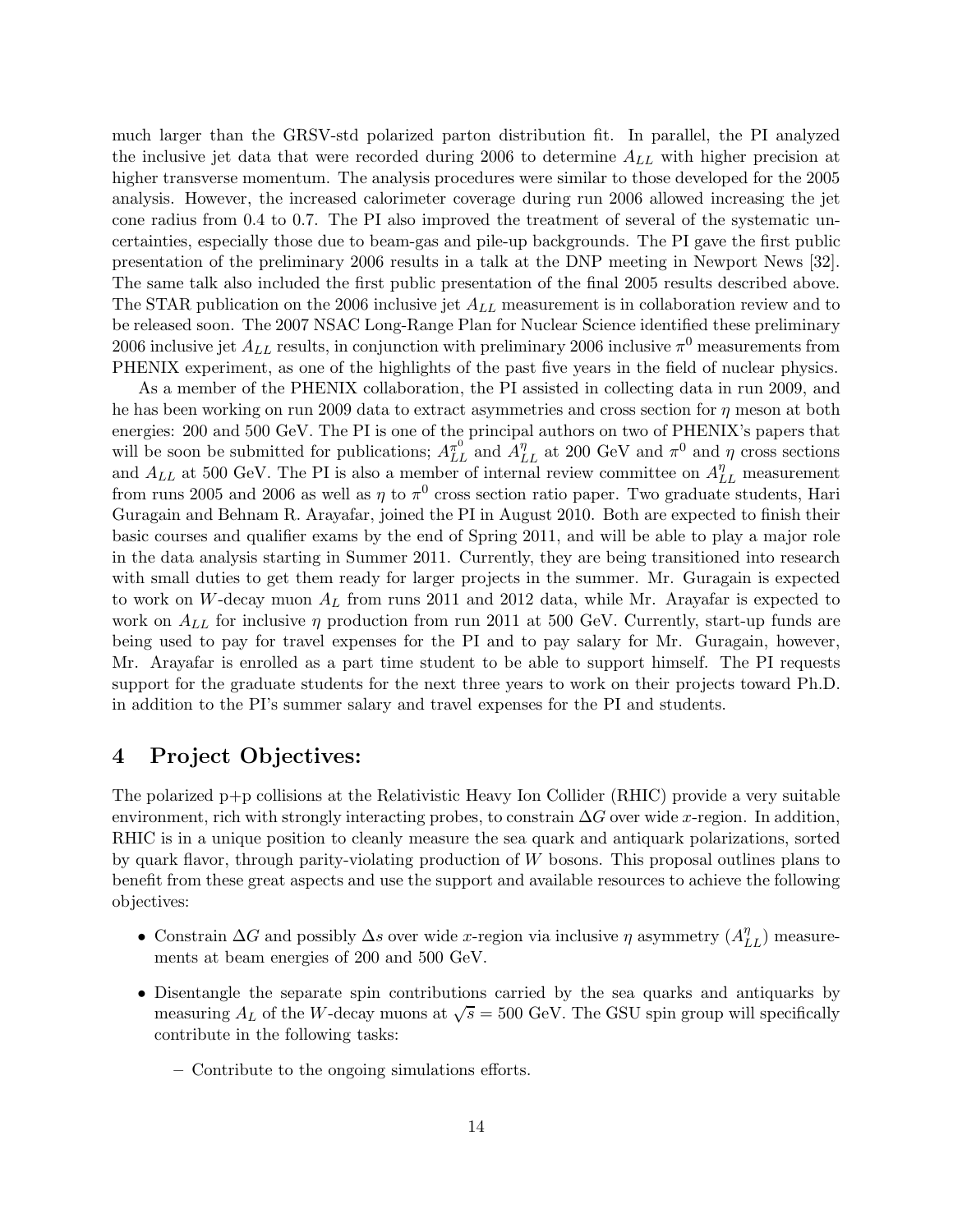much larger than the GRSV-std polarized parton distribution fit. In parallel, the PI analyzed the inclusive jet data that were recorded during 2006 to determine $A_{LL}$ with higher precision at higher transverse momentum. The analysis procedures were similar to those developed for the 2005 analysis. However, the increased calorimeter coverage during run 2006 allowed increasing the jet cone radius from 0.4 to 0.7. The PI also improved the treatment of several of the systematic uncertainties, especially those due to beam-gas and pile-up backgrounds. The PI gave the first public presentation of the preliminary 2006 results in a talk at the DNP meeting in Newport News [32]. The same talk also included the first public presentation of the final 2005 results described above. The STAR publication on the 2006 inclusive jet $A_{LL}$ measurement is in collaboration review and to be released soon. The 2007 NSAC Long-Range Plan for Nuclear Science identified these preliminary 2006 inclusive jet $A_{LL}$ results, in conjunction with preliminary 2006 inclusive $\pi^0$ measurements from PHENIX experiment, as one of the highlights of the past five years in the field of nuclear physics.

As a member of the PHENIX collaboration, the PI assisted in collecting data in run 2009, and he has been working on run 2009 data to extract asymmetries and cross section for $\eta$ meson at both energies: 200 and 500 GeV. The PI is one of the principal authors on two of PHENIX's papers that will be soon be submitted for publications; $A_{LL}^{\pi^0}$ and $A_{LL}^{\eta}$ at 200 GeV and $\pi^0$ and $\eta$ cross sections and $A_{LL}$ at 500 GeV. The PI is also a member of internal review committee on $A_{LL}^{\eta}$ measurement from runs 2005 and 2006 as well as $\eta$ to $\pi^0$ cross section ratio paper. Two graduate students, Hari Guragain and Behnam R. Arayafar, joined the PI in August 2010. Both are expected to finish their basic courses and qualifier exams by the end of Spring 2011, and will be able to play a major role in the data analysis starting in Summer 2011. Currently, they are being transitioned into research with small duties to get them ready for larger projects in the summer. Mr. Guragain is expected to work on $W$-decay muon $A_L$ from runs 2011 and 2012 data, while Mr. Arayafar is expected to work on $A_{LL}$ for inclusive $\eta$ production from run 2011 at 500 GeV. Currently, start-up funds are being used to pay for travel expenses for the PI and to pay salary for Mr. Guragain, however, Mr. Arayafar is enrolled as a part time student to be able to support himself. The PI requests support for the graduate students for the next three years to work on their projects toward Ph.D. in addition to the PI's summer salary and travel expenses for the PI and students.

## 4 Project Objectives:

The polarized p+p collisions at the Relativistic Heavy Ion Collider (RHIC) provide a very suitable environment, rich with strongly interacting probes, to constrain $\Delta G$ over wide $x$-region. In addition, RHIC is in a unique position to cleanly measure the sea quark and antiquark polarizations, sorted by quark flavor, through parity-violating production of $W$ bosons. This proposal outlines plans to benefit from these great aspects and use the support and available resources to achieve the following objectives:

- Constrain $\Delta G$ and possibly $\Delta s$ over wide $x$-region via inclusive $\eta$ asymmetry ($A_{LL}^{\eta}$) measurements at beam energies of 200 and 500 GeV.
- Disentangle the separate spin contributions carried by the sea quarks and antiquarks by measuring $A_L$ of the $W$-decay muons at $\sqrt{s} = 500$ GeV. The GSU spin group will specifically contribute in the following tasks:
  - Contribute to the ongoing simulations efforts.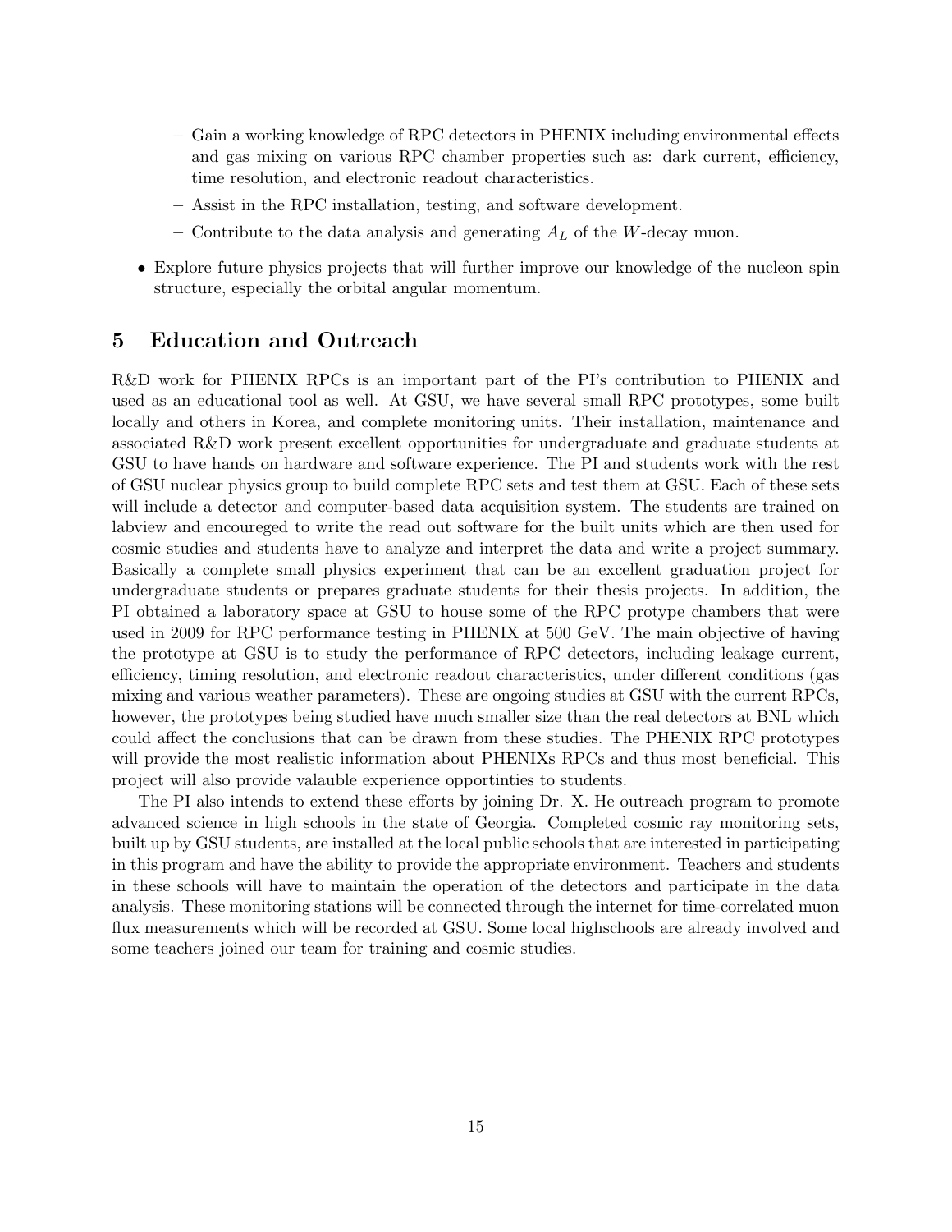- Gain a working knowledge of RPC detectors in PHENIX including environmental effects and gas mixing on various RPC chamber properties such as: dark current, efficiency, time resolution, and electronic readout characteristics.
  - Assist in the RPC installation, testing, and software development.
  - Contribute to the data analysis and generating $A_L$ of the $W$-decay muon.

- Explore future physics projects that will further improve our knowledge of the nucleon spin structure, especially the orbital angular momentum.

## 5 Education and Outreach

R&D work for PHENIX RPCs is an important part of the PI's contribution to PHENIX and used as an educational tool as well. At GSU, we have several small RPC prototypes, some built locally and others in Korea, and complete monitoring units. Their installation, maintenance and associated R&D work present excellent opportunities for undergraduate and graduate students at GSU to have hands on hardware and software experience. The PI and students work with the rest of GSU nuclear physics group to build complete RPC sets and test them at GSU. Each of these sets will include a detector and computer-based data acquisition system. The students are trained on labview and encoureged to write the read out software for the built units which are then used for cosmic studies and students have to analyze and interpret the data and write a project summary. Basically a complete small physics experiment that can be an excellent graduation project for undergraduate students or prepares graduate students for their thesis projects. In addition, the PI obtained a laboratory space at GSU to house some of the RPC protype chambers that were used in 2009 for RPC performance testing in PHENIX at 500 GeV. The main objective of having the prototype at GSU is to study the performance of RPC detectors, including leakage current, efficiency, timing resolution, and electronic readout characteristics, under different conditions (gas mixing and various weather parameters). These are ongoing studies at GSU with the current RPCs, however, the prototypes being studied have much smaller size than the real detectors at BNL which could affect the conclusions that can be drawn from these studies. The PHENIX RPC prototypes will provide the most realistic information about PHENIXs RPCs and thus most beneficial. This project will also provide valauble experience opportinties to students.

The PI also intends to extend these efforts by joining Dr. X. He outreach program to promote advanced science in high schools in the state of Georgia. Completed cosmic ray monitoring sets, built up by GSU students, are installed at the local public schools that are interested in participating in this program and have the ability to provide the appropriate environment. Teachers and students in these schools will have to maintain the operation of the detectors and participate in the data analysis. These monitoring stations will be connected through the internet for time-correlated muon flux measurements which will be recorded at GSU. Some local highschools are already involved and some teachers joined our team for training and cosmic studies.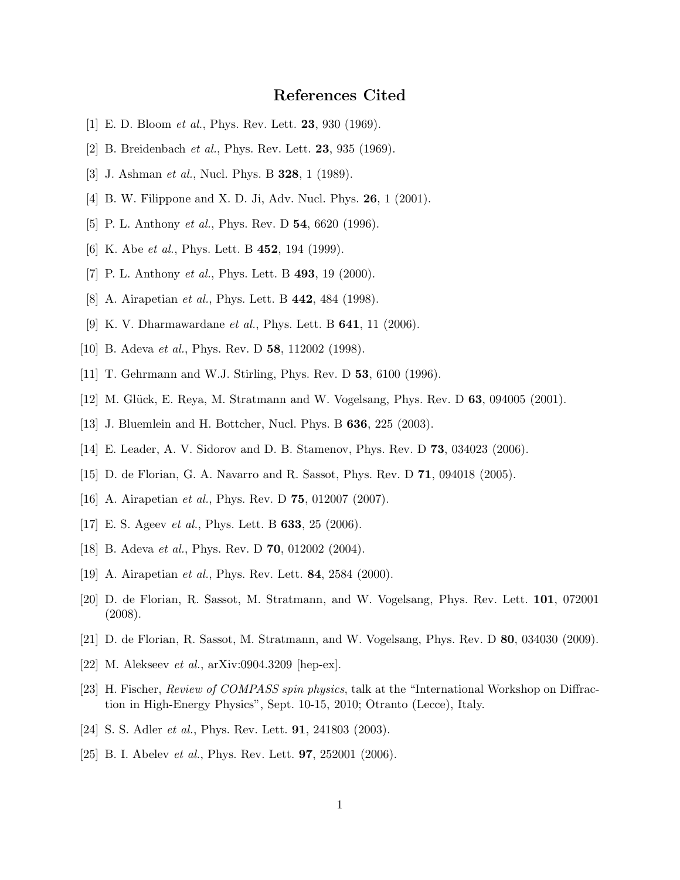# References Cited

[1] E. D. Bloom *et al.*, Phys. Rev. Lett. **23**, 930 (1969).

[2] B. Breidenbach *et al.*, Phys. Rev. Lett. **23**, 935 (1969).

[3] J. Ashman *et al.*, Nucl. Phys. B **328**, 1 (1989).

[4] B. W. Filippone and X. D. Ji, Adv. Nucl. Phys. **26**, 1 (2001).

[5] P. L. Anthony *et al.*, Phys. Rev. D **54**, 6620 (1996).

[6] K. Abe *et al.*, Phys. Lett. B **452**, 194 (1999).

[7] P. L. Anthony *et al.*, Phys. Lett. B **493**, 19 (2000).

[8] A. Airapetian *et al.*, Phys. Lett. B **442**, 484 (1998).

[9] K. V. Dharmawardane *et al.*, Phys. Lett. B **641**, 11 (2006).

[10] B. Adeva *et al.*, Phys. Rev. D **58**, 112002 (1998).

[11] T. Gehrmann and W.J. Stirling, Phys. Rev. D **53**, 6100 (1996).

[12] M. Glück, E. Reya, M. Stratmann and W. Vogelsang, Phys. Rev. D **63**, 094005 (2001).

[13] J. Bluemlein and H. Bottcher, Nucl. Phys. B **636**, 225 (2003).

[14] E. Leader, A. V. Sidorov and D. B. Stamenov, Phys. Rev. D **73**, 034023 (2006).

[15] D. de Florian, G. A. Navarro and R. Sassot, Phys. Rev. D **71**, 094018 (2005).

[16] A. Airapetian *et al.*, Phys. Rev. D **75**, 012007 (2007).

[17] E. S. Ageev *et al.*, Phys. Lett. B **633**, 25 (2006).

[18] B. Adeva *et al.*, Phys. Rev. D **70**, 012002 (2004).

[19] A. Airapetian *et al.*, Phys. Rev. Lett. **84**, 2584 (2000).

[20] D. de Florian, R. Sassot, M. Stratmann, and W. Vogelsang, Phys. Rev. Lett. **101**, 072001 (2008).

[21] D. de Florian, R. Sassot, M. Stratmann, and W. Vogelsang, Phys. Rev. D **80**, 034030 (2009).

[22] M. Alekseev *et al.*, arXiv:0904.3209 [hep-ex].

[23] H. Fischer, *Review of COMPASS spin physics*, talk at the "International Workshop on Diffraction in High-Energy Physics", Sept. 10-15, 2010; Otranto (Lecce), Italy.

[24] S. S. Adler *et al.*, Phys. Rev. Lett. **91**, 241803 (2003).

[25] B. I. Abelev *et al.*, Phys. Rev. Lett. **97**, 252001 (2006).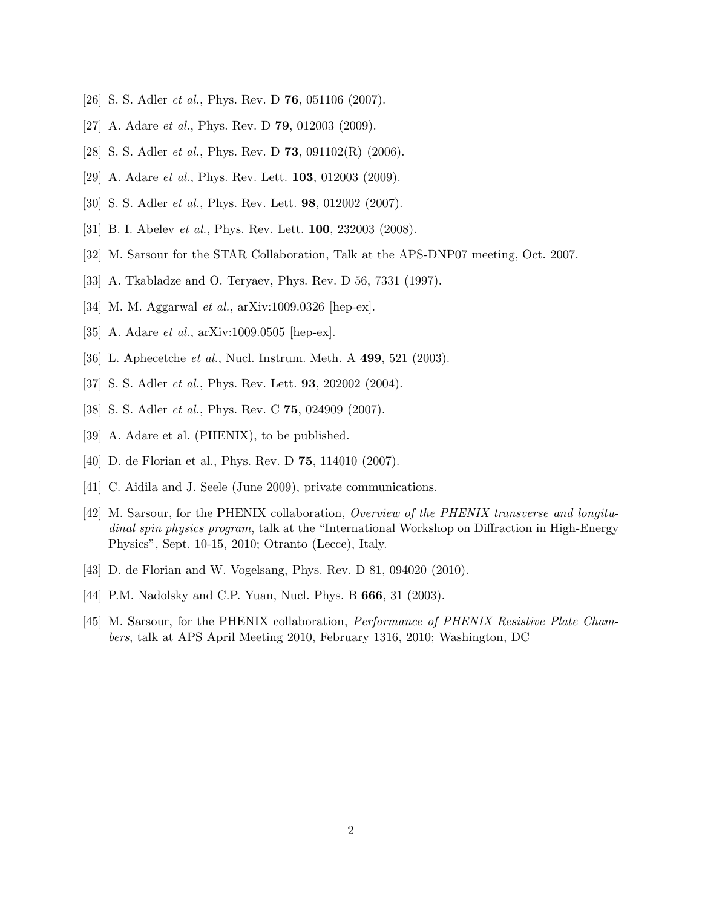[26] S. S. Adler *et al.*, Phys. Rev. D **76**, 051106 (2007).

[27] A. Adare *et al.*, Phys. Rev. D **79**, 012003 (2009).

[28] S. S. Adler *et al.*, Phys. Rev. D **73**, 091102(R) (2006).

[29] A. Adare *et al.*, Phys. Rev. Lett. **103**, 012003 (2009).

[30] S. S. Adler *et al.*, Phys. Rev. Lett. **98**, 012002 (2007).

[31] B. I. Abelev *et al.*, Phys. Rev. Lett. **100**, 232003 (2008).

[32] M. Sarsour for the STAR Collaboration, Talk at the APS-DNP07 meeting, Oct. 2007.

[33] A. Tkabladze and O. Teryaev, Phys. Rev. D 56, 7331 (1997).

[34] M. M. Aggarwal *et al.*, arXiv:1009.0326 [hep-ex].

[35] A. Adare *et al.*, arXiv:1009.0505 [hep-ex].

[36] L. Aphecetche *et al.*, Nucl. Instrum. Meth. A **499**, 521 (2003).

[37] S. S. Adler *et al.*, Phys. Rev. Lett. **93**, 202002 (2004).

[38] S. S. Adler *et al.*, Phys. Rev. C **75**, 024909 (2007).

[39] A. Adare et al. (PHENIX), to be published.

[40] D. de Florian et al., Phys. Rev. D **75**, 114010 (2007).

[41] C. Aidila and J. Seele (June 2009), private communications.

[42] M. Sarsour, for the PHENIX collaboration, *Overview of the PHENIX transverse and longitudinal spin physics program*, talk at the "International Workshop on Diffraction in High-Energy Physics", Sept. 10-15, 2010; Otranto (Lecce), Italy.

[43] D. de Florian and W. Vogelsang, Phys. Rev. D 81, 094020 (2010).

[44] P.M. Nadolsky and C.P. Yuan, Nucl. Phys. B **666**, 31 (2003).

[45] M. Sarsour, for the PHENIX collaboration, *Performance of PHENIX Resistive Plate Chambers*, talk at APS April Meeting 2010, February 1316, 2010; Washington, DC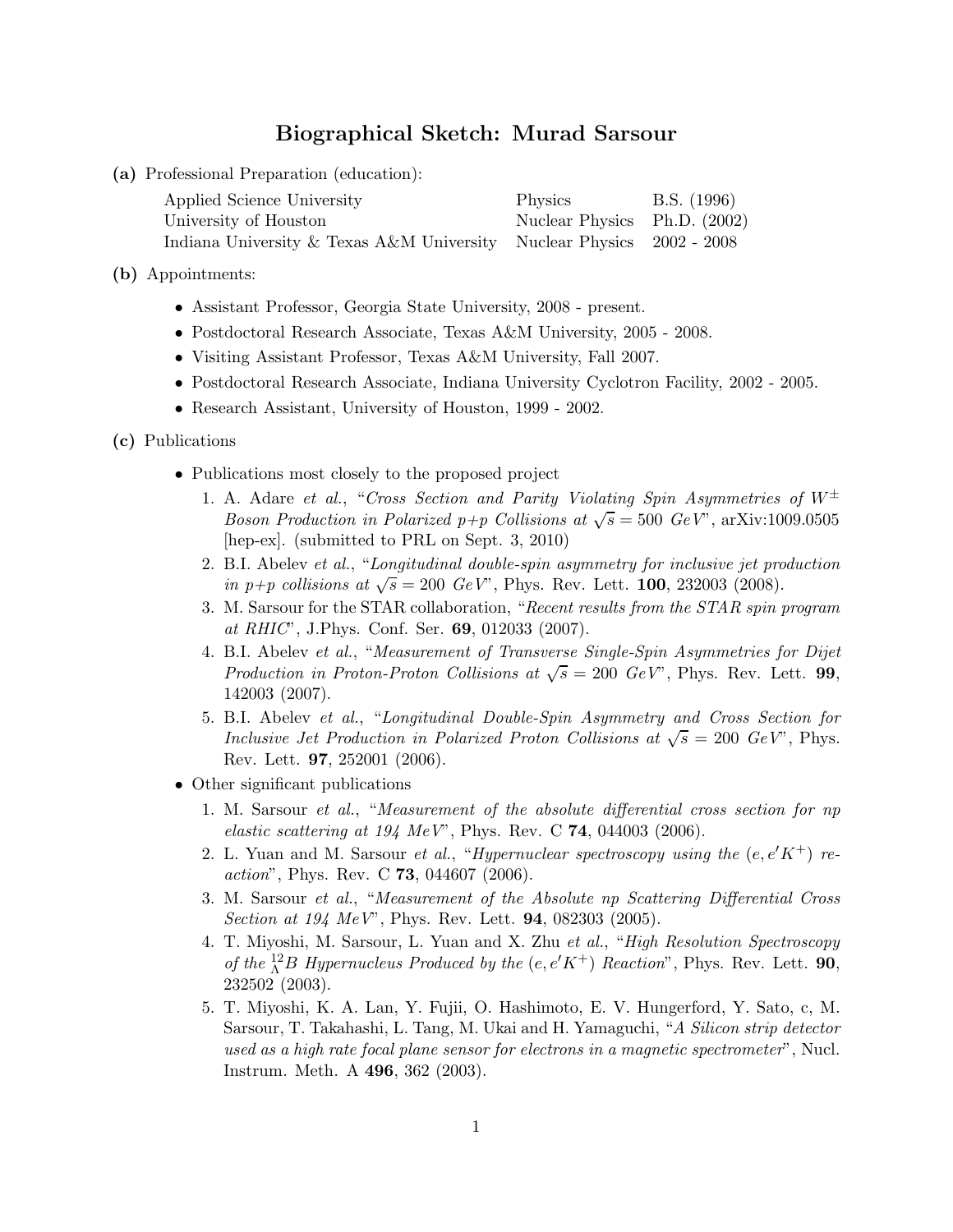# Biographical Sketch: Murad Sarsour

**(a)** Professional Preparation (education):

| | | |
|---|---|---|
| Applied Science University | Physics | B.S. (1996) |
| University of Houston | Nuclear Physics | Ph.D. (2002) |
| Indiana University & Texas A&M University | Nuclear Physics | 2002 - 2008 |

**(b)** Appointments:

- Assistant Professor, Georgia State University, 2008 - present.
- Postdoctoral Research Associate, Texas A&M University, 2005 - 2008.
- Visiting Assistant Professor, Texas A&M University, Fall 2007.
- Postdoctoral Research Associate, Indiana University Cyclotron Facility, 2002 - 2005.
- Research Assistant, University of Houston, 1999 - 2002.

**(c)** Publications

- Publications most closely to the proposed project
  1. A. Adare *et al.*, "*Cross Section and Parity Violating Spin Asymmetries of $W^{\pm}$ Boson Production in Polarized p+p Collisions at $\sqrt{s} = 500$ GeV*", arXiv:1009.0505 [hep-ex]. (submitted to PRL on Sept. 3, 2010)
  2. B.I. Abelev *et al.*, "*Longitudinal double-spin asymmetry for inclusive jet production in p+p collisions at $\sqrt{s} = 200$ GeV*", Phys. Rev. Lett. **100**, 232003 (2008).
  3. M. Sarsour for the STAR collaboration, "*Recent results from the STAR spin program at RHIC*", J.Phys. Conf. Ser. **69**, 012033 (2007).
  4. B.I. Abelev *et al.*, "*Measurement of Transverse Single-Spin Asymmetries for Dijet Production in Proton-Proton Collisions at $\sqrt{s} = 200$ GeV*", Phys. Rev. Lett. **99**, 142003 (2007).
  5. B.I. Abelev *et al.*, "*Longitudinal Double-Spin Asymmetry and Cross Section for Inclusive Jet Production in Polarized Proton Collisions at $\sqrt{s} = 200$ GeV*", Phys. Rev. Lett. **97**, 252001 (2006).
- Other significant publications
  1. M. Sarsour *et al.*, "*Measurement of the absolute differential cross section for np elastic scattering at 194 MeV*", Phys. Rev. C **74**, 044003 (2006).
  2. L. Yuan and M. Sarsour *et al.*, "*Hypernuclear spectroscopy using the $(e, e'K^{+})$ reaction*", Phys. Rev. C **73**, 044607 (2006).
  3. M. Sarsour *et al.*, "*Measurement of the Absolute np Scattering Differential Cross Section at 194 MeV*", Phys. Rev. Lett. **94**, 082303 (2005).
  4. T. Miyoshi, M. Sarsour, L. Yuan and X. Zhu *et al.*, "*High Resolution Spectroscopy of the ${}^{12}_{\Lambda}B$ Hypernucleus Produced by the $(e, e'K^{+})$ Reaction*", Phys. Rev. Lett. **90**, 232502 (2003).
  5. T. Miyoshi, K. A. Lan, Y. Fujii, O. Hashimoto, E. V. Hungerford, Y. Sato, c, M. Sarsour, T. Takahashi, L. Tang, M. Ukai and H. Yamaguchi, "*A Silicon strip detector used as a high rate focal plane sensor for electrons in a magnetic spectrometer*", Nucl. Instrum. Meth. A **496**, 362 (2003).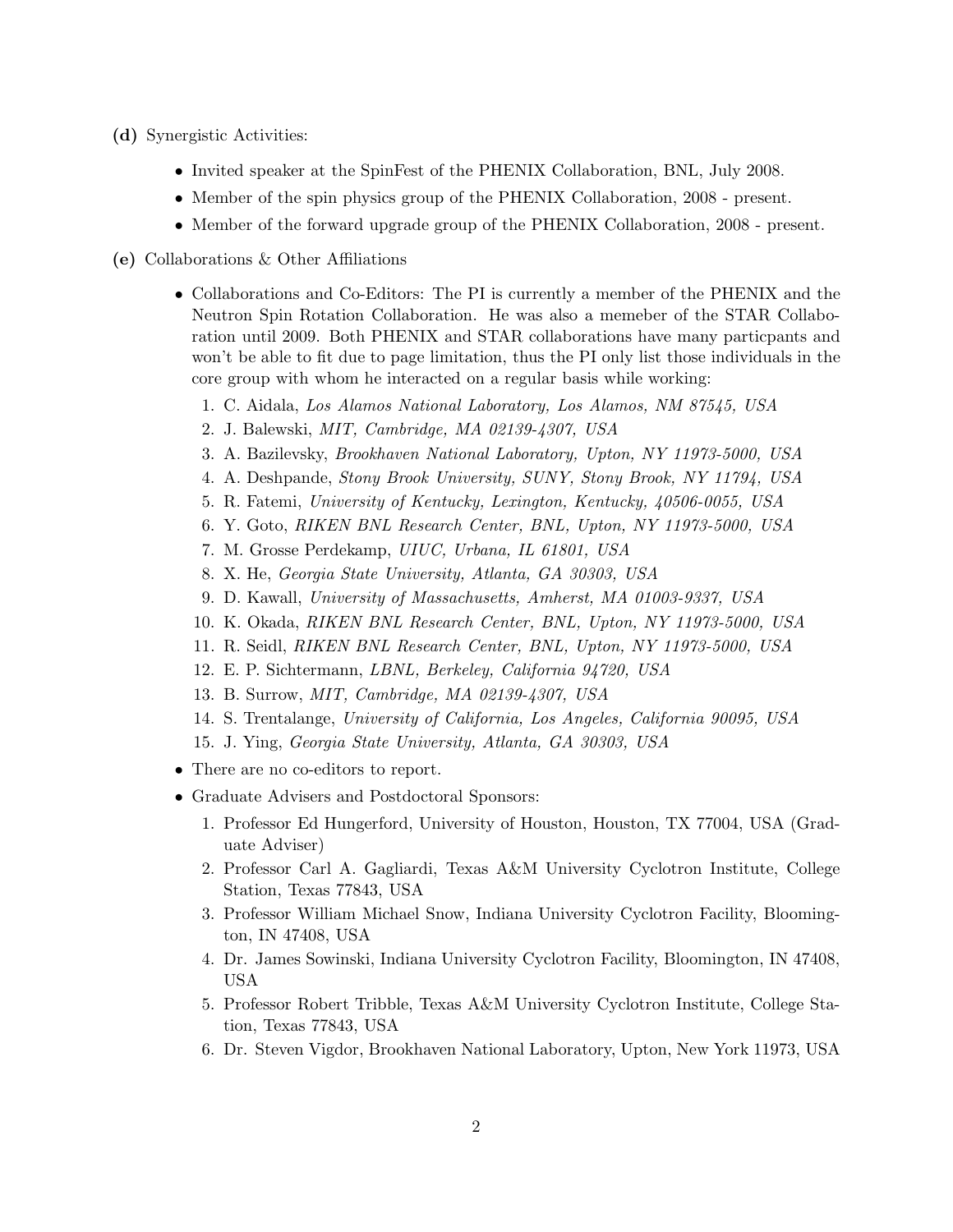**(d)** Synergistic Activities:

- Invited speaker at the SpinFest of the PHENIX Collaboration, BNL, July 2008.
- Member of the spin physics group of the PHENIX Collaboration, 2008 - present.
- Member of the forward upgrade group of the PHENIX Collaboration, 2008 - present.

**(e)** Collaborations & Other Affiliations

- Collaborations and Co-Editors: The PI is currently a member of the PHENIX and the Neutron Spin Rotation Collaboration. He was also a memeber of the STAR Collaboration until 2009. Both PHENIX and STAR collaborations have many particpants and won't be able to fit due to page limitation, thus the PI only list those individuals in the core group with whom he interacted on a regular basis while working:
  1. C. Aidala, *Los Alamos National Laboratory, Los Alamos, NM 87545, USA*
  2. J. Balewski, *MIT, Cambridge, MA 02139-4307, USA*
  3. A. Bazilevsky, *Brookhaven National Laboratory, Upton, NY 11973-5000, USA*
  4. A. Deshpande, *Stony Brook University, SUNY, Stony Brook, NY 11794, USA*
  5. R. Fatemi, *University of Kentucky, Lexington, Kentucky, 40506-0055, USA*
  6. Y. Goto, *RIKEN BNL Research Center, BNL, Upton, NY 11973-5000, USA*
  7. M. Grosse Perdekamp, *UIUC, Urbana, IL 61801, USA*
  8. X. He, *Georgia State University, Atlanta, GA 30303, USA*
  9. D. Kawall, *University of Massachusetts, Amherst, MA 01003-9337, USA*
  10. K. Okada, *RIKEN BNL Research Center, BNL, Upton, NY 11973-5000, USA*
  11. R. Seidl, *RIKEN BNL Research Center, BNL, Upton, NY 11973-5000, USA*
  12. E. P. Sichtermann, *LBNL, Berkeley, California 94720, USA*
  13. B. Surrow, *MIT, Cambridge, MA 02139-4307, USA*
  14. S. Trentalange, *University of California, Los Angeles, California 90095, USA*
  15. J. Ying, *Georgia State University, Atlanta, GA 30303, USA*
- There are no co-editors to report.
- Graduate Advisers and Postdoctoral Sponsors:
  1. Professor Ed Hungerford, University of Houston, Houston, TX 77004, USA (Graduate Adviser)
  2. Professor Carl A. Gagliardi, Texas A&M University Cyclotron Institute, College Station, Texas 77843, USA
  3. Professor William Michael Snow, Indiana University Cyclotron Facility, Bloomington, IN 47408, USA
  4. Dr. James Sowinski, Indiana University Cyclotron Facility, Bloomington, IN 47408, USA
  5. Professor Robert Tribble, Texas A&M University Cyclotron Institute, College Station, Texas 77843, USA
  6. Dr. Steven Vigdor, Brookhaven National Laboratory, Upton, New York 11973, USA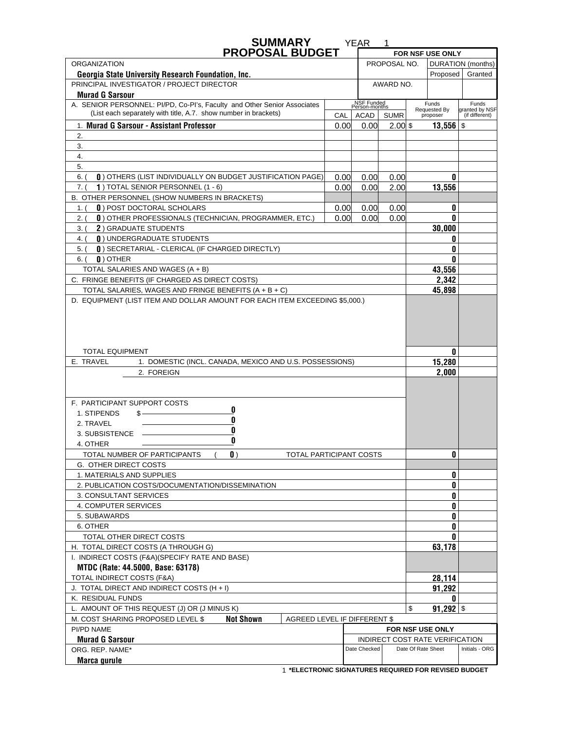# SUMMARY PROPOSAL BUDGET

YEAR 1

| | | | | | |
|---|---|---|---|---|---|
| | | **FOR NSF USE ONLY** | | | |
| ORGANIZATION | | PROPOSAL NO. | | DURATION (months) | |
| **Georgia State University Research Foundation, Inc.** | | | | Proposed | Granted |
| PRINCIPAL INVESTIGATOR / PROJECT DIRECTOR | | AWARD NO. | | | |
| **Murad G Sarsour** | | | | | |

| A. SENIOR PERSONNEL: PI/PD, Co-PI's, Faculty and Other Senior Associates (List each separately with title, A.7. show number in brackets) | NSF Funded Person-months CAL | ACAD | SUMR | Funds Requested By proposer | Funds granted by NSF (if different) |
|---|---|---|---|---|---|
| 1. **Murad G Sarsour - Assistant Professor** | 0.00 | 0.00 | 2.00 | $ 13,556 | $ |
| 2. | | | | | |
| 3. | | | | | |
| 4. | | | | | |
| 5. | | | | | |
| 6. ( 0 ) OTHERS (LIST INDIVIDUALLY ON BUDGET JUSTIFICATION PAGE) | 0.00 | 0.00 | 0.00 | 0 | |
| 7. ( 1 ) TOTAL SENIOR PERSONNEL (1 - 6) | 0.00 | 0.00 | 2.00 | 13,556 | |
| B. OTHER PERSONNEL (SHOW NUMBERS IN BRACKETS) | | | | | |
| 1. ( 0 ) POST DOCTORAL SCHOLARS | 0.00 | 0.00 | 0.00 | 0 | |
| 2. ( 0 ) OTHER PROFESSIONALS (TECHNICIAN, PROGRAMMER, ETC.) | 0.00 | 0.00 | 0.00 | 0 | |
| 3. ( 2 ) GRADUATE STUDENTS | | | | 30,000 | |
| 4. ( 0 ) UNDERGRADUATE STUDENTS | | | | 0 | |
| 5. ( 0 ) SECRETARIAL - CLERICAL (IF CHARGED DIRECTLY) | | | | 0 | |
| 6. ( 0 ) OTHER | | | | 0 | |
| TOTAL SALARIES AND WAGES (A + B) | | | | 43,556 | |
| C. FRINGE BENEFITS (IF CHARGED AS DIRECT COSTS) | | | | 2,342 | |
| TOTAL SALARIES, WAGES AND FRINGE BENEFITS (A + B + C) | | | | 45,898 | |
| D. EQUIPMENT (LIST ITEM AND DOLLAR AMOUNT FOR EACH ITEM EXCEEDING $5,000.) | | | | | |
| TOTAL EQUIPMENT | | | | 0 | |
| E. TRAVEL 1. DOMESTIC (INCL. CANADA, MEXICO AND U.S. POSSESSIONS) | | | | 15,280 | |
| 2. FOREIGN | | | | 2,000 | |
| F. PARTICIPANT SUPPORT COSTS | | | | | |
| 1. STIPENDS $ 0 | | | | | |
| 2. TRAVEL 0 | | | | | |
| 3. SUBSISTENCE 0 | | | | | |
| 4. OTHER 0 | | | | | |
| TOTAL NUMBER OF PARTICIPANTS ( 0 ) TOTAL PARTICIPANT COSTS | | | | 0 | |
| G. OTHER DIRECT COSTS | | | | | |
| 1. MATERIALS AND SUPPLIES | | | | 0 | |
| 2. PUBLICATION COSTS/DOCUMENTATION/DISSEMINATION | | | | 0 | |
| 3. CONSULTANT SERVICES | | | | 0 | |
| 4. COMPUTER SERVICES | | | | 0 | |
| 5. SUBAWARDS | | | | 0 | |
| 6. OTHER | | | | 0 | |
| TOTAL OTHER DIRECT COSTS | | | | 0 | |
| H. TOTAL DIRECT COSTS (A THROUGH G) | | | | 63,178 | |
| I. INDIRECT COSTS (F&A)(SPECIFY RATE AND BASE) **MTDC (Rate: 44.5000, Base: 63178)** | | | | | |
| TOTAL INDIRECT COSTS (F&A) | | | | 28,114 | |
| J. TOTAL DIRECT AND INDIRECT COSTS (H + I) | | | | 91,292 | |
| K. RESIDUAL FUNDS | | | | 0 | |
| L. AMOUNT OF THIS REQUEST (J) OR (J MINUS K) | | | | $ 91,292 | $ |
| M. COST SHARING PROPOSED LEVEL $ **Not Shown** AGREED LEVEL IF DIFFERENT $ | | | | | |

| PI/PD NAME | FOR NSF USE ONLY | | |
|---|---|---|---|
| **Murad G Sarsour** | INDIRECT COST RATE VERIFICATION | | |
| ORG. REP. NAME* | Date Checked | Date Of Rate Sheet | Initials - ORG |
| **Marca gurule** | | | |

1 ***ELECTRONIC SIGNATURES REQUIRED FOR REVISED BUDGET**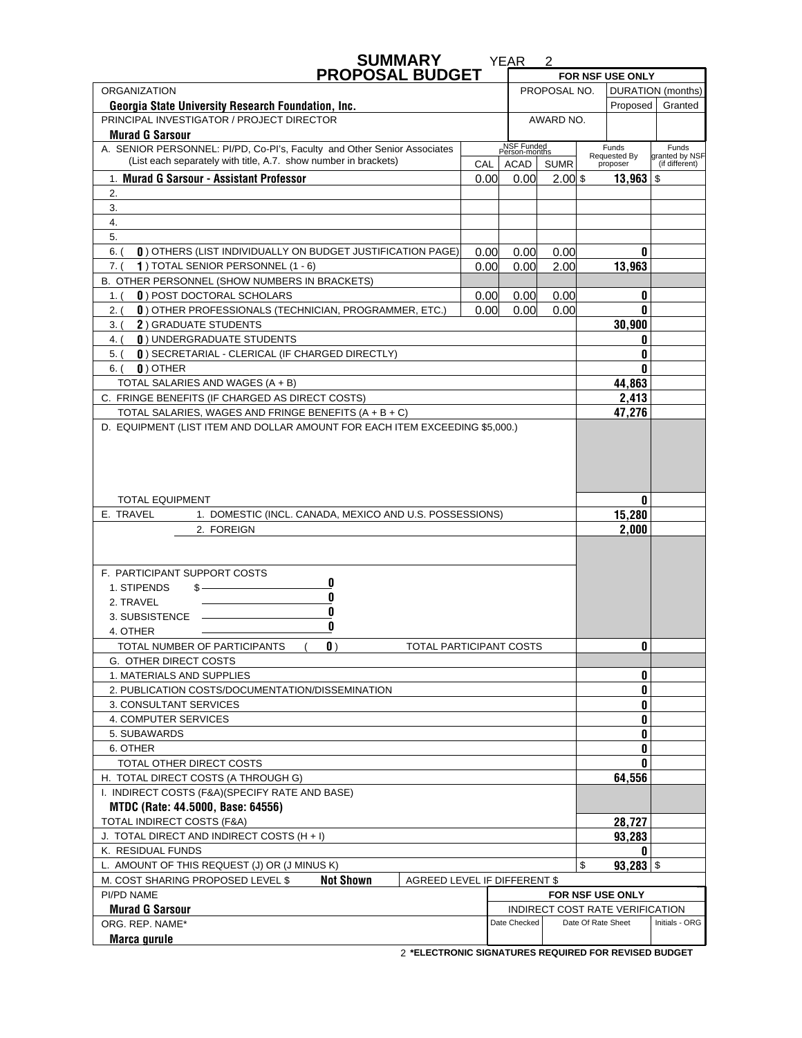# SUMMARY PROPOSAL BUDGET

YEAR 2

| | | | | | |
|---|---|---|---|---|---|
| | | | | FOR NSF USE ONLY | |
| ORGANIZATION | | PROPOSAL NO. | | DURATION (months) | |
| **Georgia State University Research Foundation, Inc.** | | | | Proposed | Granted |
| PRINCIPAL INVESTIGATOR / PROJECT DIRECTOR | | AWARD NO. | | | |
| **Murad G Sarsour** | | | | | |

| A. SENIOR PERSONNEL: PI/PD, Co-PI's, Faculty and Other Senior Associates (List each separately with title, A.7. show number in brackets) | NSF Funded Person-months CAL | ACAD | SUMR | Funds Requested By proposer | Funds granted by NSF (if different) |
|---|---|---|---|---|---|
| 1. **Murad G Sarsour - Assistant Professor** | 0.00 | 0.00 | 2.00 | $ **13,963** | $ |
| 2. | | | | | |
| 3. | | | | | |
| 4. | | | | | |
| 5. | | | | | |
| 6. ( **0** ) OTHERS (LIST INDIVIDUALLY ON BUDGET JUSTIFICATION PAGE) | 0.00 | 0.00 | 0.00 | **0** | |
| 7. ( **1** ) TOTAL SENIOR PERSONNEL (1 - 6) | 0.00 | 0.00 | 2.00 | **13,963** | |
| B. OTHER PERSONNEL (SHOW NUMBERS IN BRACKETS) | | | | | |
| 1. ( **0** ) POST DOCTORAL SCHOLARS | 0.00 | 0.00 | 0.00 | **0** | |
| 2. ( **0** ) OTHER PROFESSIONALS (TECHNICIAN, PROGRAMMER, ETC.) | 0.00 | 0.00 | 0.00 | **0** | |
| 3. ( **2** ) GRADUATE STUDENTS | | | | **30,900** | |
| 4. ( **0** ) UNDERGRADUATE STUDENTS | | | | **0** | |
| 5. ( **0** ) SECRETARIAL - CLERICAL (IF CHARGED DIRECTLY) | | | | **0** | |
| 6. ( **0** ) OTHER | | | | **0** | |
| TOTAL SALARIES AND WAGES (A + B) | | | | **44,863** | |
| C. FRINGE BENEFITS (IF CHARGED AS DIRECT COSTS) | | | | **2,413** | |
| TOTAL SALARIES, WAGES AND FRINGE BENEFITS (A + B + C) | | | | **47,276** | |
| D. EQUIPMENT (LIST ITEM AND DOLLAR AMOUNT FOR EACH ITEM EXCEEDING $5,000.) | | | | | |
| TOTAL EQUIPMENT | | | | **0** | |
| E. TRAVEL 1. DOMESTIC (INCL. CANADA, MEXICO AND U.S. POSSESSIONS) | | | | **15,280** | |
| 2. FOREIGN | | | | **2,000** | |
| F. PARTICIPANT SUPPORT COSTS | | | | | |
| 1. STIPENDS $ **0** | | | | | |
| 2. TRAVEL **0** | | | | | |
| 3. SUBSISTENCE **0** | | | | | |
| 4. OTHER **0** | | | | | |
| TOTAL NUMBER OF PARTICIPANTS ( **0** ) TOTAL PARTICIPANT COSTS | | | | **0** | |
| G. OTHER DIRECT COSTS | | | | | |
| 1. MATERIALS AND SUPPLIES | | | | **0** | |
| 2. PUBLICATION COSTS/DOCUMENTATION/DISSEMINATION | | | | **0** | |
| 3. CONSULTANT SERVICES | | | | **0** | |
| 4. COMPUTER SERVICES | | | | **0** | |
| 5. SUBAWARDS | | | | **0** | |
| 6. OTHER | | | | **0** | |
| TOTAL OTHER DIRECT COSTS | | | | **0** | |
| H. TOTAL DIRECT COSTS (A THROUGH G) | | | | **64,556** | |
| I. INDIRECT COSTS (F&A)(SPECIFY RATE AND BASE) **MTDC (Rate: 44.5000, Base: 64556)** | | | | | |
| TOTAL INDIRECT COSTS (F&A) | | | | **28,727** | |
| J. TOTAL DIRECT AND INDIRECT COSTS (H + I) | | | | **93,283** | |
| K. RESIDUAL FUNDS | | | | **0** | |
| L. AMOUNT OF THIS REQUEST (J) OR (J MINUS K) | | | | $ **93,283** | $ |
| M. COST SHARING PROPOSED LEVEL $ **Not Shown** AGREED LEVEL IF DIFFERENT $ | | | | | |

| PI/PD NAME | FOR NSF USE ONLY | | |
|---|---|---|---|
| **Murad G Sarsour** | INDIRECT COST RATE VERIFICATION | | |
| ORG. REP. NAME* | Date Checked | Date Of Rate Sheet | Initials - ORG |
| **Marca gurule** | | | |

2 ***ELECTRONIC SIGNATURES REQUIRED FOR REVISED BUDGET**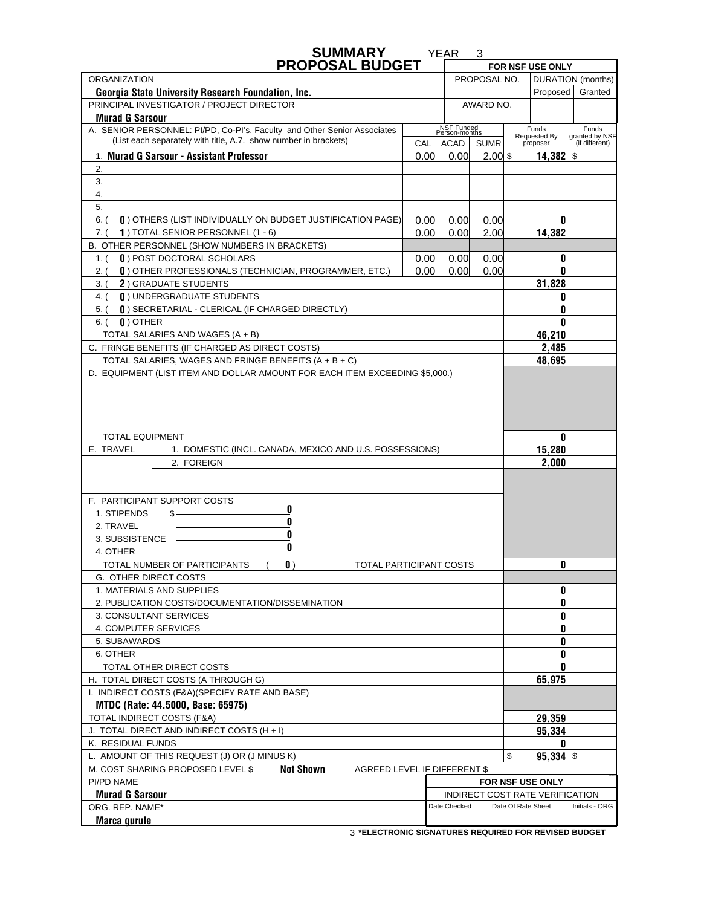# SUMMARY PROPOSAL BUDGET

YEAR 3

| | | | | | |
|---|---|---|---|---|---|
| | | | | **FOR NSF USE ONLY** | |
| ORGANIZATION | | PROPOSAL NO. | | DURATION (months) | |
| **Georgia State University Research Foundation, Inc.** | | | | Proposed | Granted |
| PRINCIPAL INVESTIGATOR / PROJECT DIRECTOR | | AWARD NO. | | | |
| **Murad G Sarsour** | | | | | |

| A. SENIOR PERSONNEL: PI/PD, Co-PI's, Faculty and Other Senior Associates (List each separately with title, A.7. show number in brackets) | NSF Funded Person-months CAL | ACAD | SUMR | Funds Requested By proposer | Funds granted by NSF (if different) |
|---|---|---|---|---|---|
| 1. **Murad G Sarsour - Assistant Professor** | 0.00 | 0.00 | 2.00 | $ **14,382** | $ |
| 2. | | | | | |
| 3. | | | | | |
| 4. | | | | | |
| 5. | | | | | |
| 6. ( **0** ) OTHERS (LIST INDIVIDUALLY ON BUDGET JUSTIFICATION PAGE) | 0.00 | 0.00 | 0.00 | **0** | |
| 7. ( **1** ) TOTAL SENIOR PERSONNEL (1 - 6) | 0.00 | 0.00 | 2.00 | **14,382** | |
| B. OTHER PERSONNEL (SHOW NUMBERS IN BRACKETS) | | | | | |
| 1. ( **0** ) POST DOCTORAL SCHOLARS | 0.00 | 0.00 | 0.00 | **0** | |
| 2. ( **0** ) OTHER PROFESSIONALS (TECHNICIAN, PROGRAMMER, ETC.) | 0.00 | 0.00 | 0.00 | **0** | |
| 3. ( **2** ) GRADUATE STUDENTS | | | | **31,828** | |
| 4. ( **0** ) UNDERGRADUATE STUDENTS | | | | **0** | |
| 5. ( **0** ) SECRETARIAL - CLERICAL (IF CHARGED DIRECTLY) | | | | **0** | |
| 6. ( **0** ) OTHER | | | | **0** | |
| TOTAL SALARIES AND WAGES (A + B) | | | | **46,210** | |
| C. FRINGE BENEFITS (IF CHARGED AS DIRECT COSTS) | | | | **2,485** | |
| TOTAL SALARIES, WAGES AND FRINGE BENEFITS (A + B + C) | | | | **48,695** | |
| D. EQUIPMENT (LIST ITEM AND DOLLAR AMOUNT FOR EACH ITEM EXCEEDING $5,000.) | | | | | |
| TOTAL EQUIPMENT | | | | **0** | |
| E. TRAVEL 1. DOMESTIC (INCL. CANADA, MEXICO AND U.S. POSSESSIONS) | | | | **15,280** | |
| 2. FOREIGN | | | | **2,000** | |
| F. PARTICIPANT SUPPORT COSTS | | | | | |
| 1. STIPENDS $ **0** | | | | | |
| 2. TRAVEL **0** | | | | | |
| 3. SUBSISTENCE **0** | | | | | |
| 4. OTHER **0** | | | | | |
| TOTAL NUMBER OF PARTICIPANTS ( **0** ) TOTAL PARTICIPANT COSTS | | | | **0** | |
| G. OTHER DIRECT COSTS | | | | | |
| 1. MATERIALS AND SUPPLIES | | | | **0** | |
| 2. PUBLICATION COSTS/DOCUMENTATION/DISSEMINATION | | | | **0** | |
| 3. CONSULTANT SERVICES | | | | **0** | |
| 4. COMPUTER SERVICES | | | | **0** | |
| 5. SUBAWARDS | | | | **0** | |
| 6. OTHER | | | | **0** | |
| TOTAL OTHER DIRECT COSTS | | | | **0** | |
| H. TOTAL DIRECT COSTS (A THROUGH G) | | | | **65,975** | |
| I. INDIRECT COSTS (F&A)(SPECIFY RATE AND BASE) **MTDC (Rate: 44.5000, Base: 65975)** | | | | | |
| TOTAL INDIRECT COSTS (F&A) | | | | **29,359** | |
| J. TOTAL DIRECT AND INDIRECT COSTS (H + I) | | | | **95,334** | |
| K. RESIDUAL FUNDS | | | | **0** | |
| L. AMOUNT OF THIS REQUEST (J) OR (J MINUS K) | | | | $ **95,334** | $ |
| M. COST SHARING PROPOSED LEVEL $ **Not Shown** AGREED LEVEL IF DIFFERENT $ | | | | | |

| PI/PD NAME | FOR NSF USE ONLY | | |
|---|---|---|---|
| **Murad G Sarsour** | INDIRECT COST RATE VERIFICATION | | |
| ORG. REP. NAME* | Date Checked | Date Of Rate Sheet | Initials - ORG |
| **Marca gurule** | | | |

3 ***ELECTRONIC SIGNATURES REQUIRED FOR REVISED BUDGET**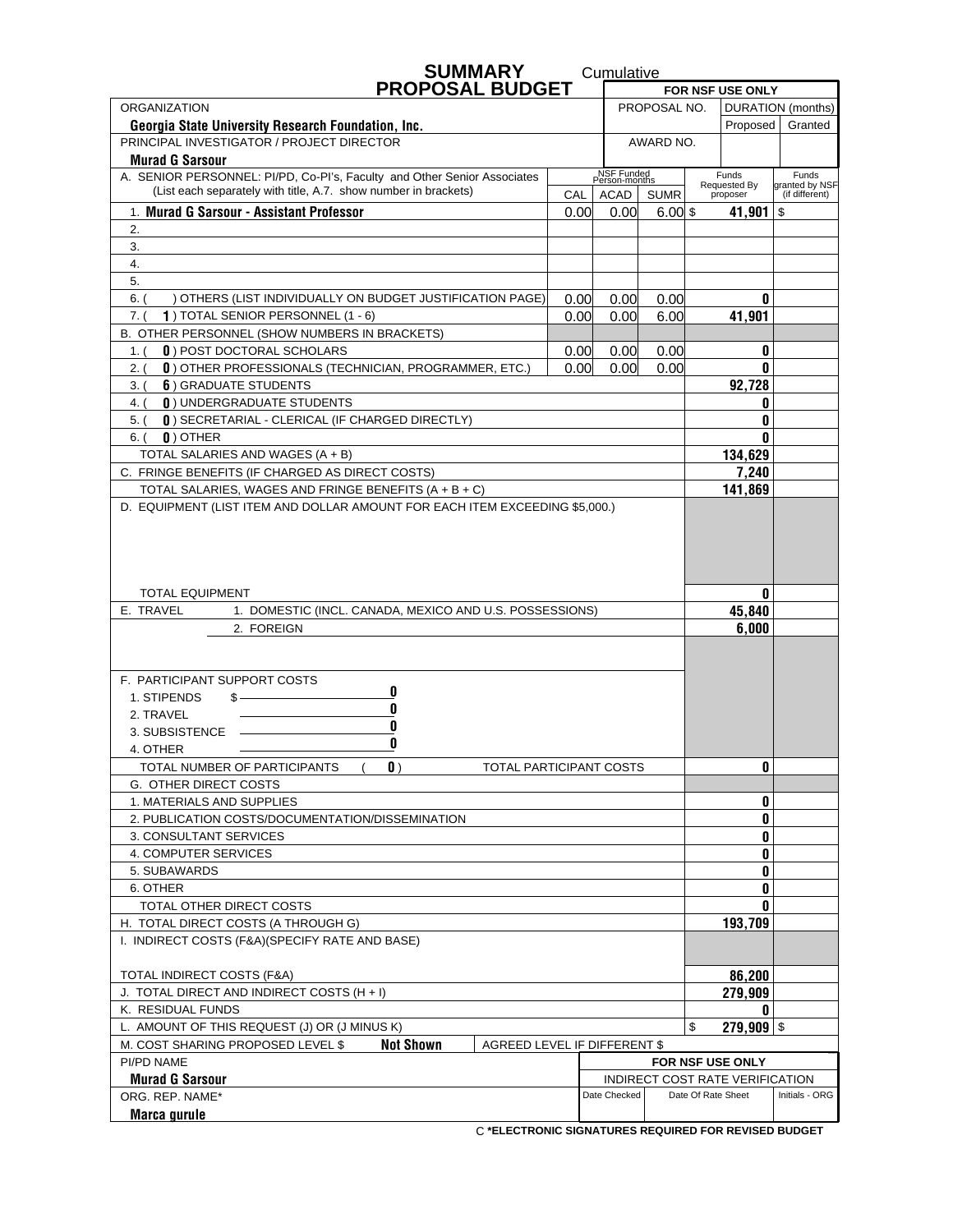# SUMMARY PROPOSAL BUDGET

Cumulative

| | | | | FOR NSF USE ONLY | |
|---|---|---|---|---|---|
| ORGANIZATION | | | | PROPOSAL NO. | DURATION (months) |
| **Georgia State University Research Foundation, Inc.** | | | | | Proposed / Granted |
| PRINCIPAL INVESTIGATOR / PROJECT DIRECTOR | | | | AWARD NO. | |
| **Murad G Sarsour** | | | | | |

| A. SENIOR PERSONNEL: PI/PD, Co-PI's, Faculty and Other Senior Associates (List each separately with title, A.7. show number in brackets) | NSF Funded Person-months CAL | ACAD | SUMR | Funds Requested By proposer | Funds granted by NSF (if different) |
|---|---|---|---|---|---|
| 1. **Murad G Sarsour - Assistant Professor** | 0.00 | 0.00 | 6.00 | $ 41,901 | $ |
| 2. | | | | | |
| 3. | | | | | |
| 4. | | | | | |
| 5. | | | | | |
| 6. ( ) OTHERS (LIST INDIVIDUALLY ON BUDGET JUSTIFICATION PAGE) | 0.00 | 0.00 | 0.00 | 0 | |
| 7. ( 1 ) TOTAL SENIOR PERSONNEL (1 - 6) | 0.00 | 0.00 | 6.00 | 41,901 | |
| B. OTHER PERSONNEL (SHOW NUMBERS IN BRACKETS) | | | | | |
| 1. ( 0 ) POST DOCTORAL SCHOLARS | 0.00 | 0.00 | 0.00 | 0 | |
| 2. ( 0 ) OTHER PROFESSIONALS (TECHNICIAN, PROGRAMMER, ETC.) | 0.00 | 0.00 | 0.00 | 0 | |
| 3. ( 6 ) GRADUATE STUDENTS | | | | 92,728 | |
| 4. ( 0 ) UNDERGRADUATE STUDENTS | | | | 0 | |
| 5. ( 0 ) SECRETARIAL - CLERICAL (IF CHARGED DIRECTLY) | | | | 0 | |
| 6. ( 0 ) OTHER | | | | 0 | |
| TOTAL SALARIES AND WAGES (A + B) | | | | 134,629 | |
| C. FRINGE BENEFITS (IF CHARGED AS DIRECT COSTS) | | | | 7,240 | |
| TOTAL SALARIES, WAGES AND FRINGE BENEFITS (A + B + C) | | | | 141,869 | |
| D. EQUIPMENT (LIST ITEM AND DOLLAR AMOUNT FOR EACH ITEM EXCEEDING $5,000.) | | | | | |
| TOTAL EQUIPMENT | | | | 0 | |
| E. TRAVEL 1. DOMESTIC (INCL. CANADA, MEXICO AND U.S. POSSESSIONS) | | | | 45,840 | |
| 2. FOREIGN | | | | 6,000 | |
| F. PARTICIPANT SUPPORT COSTS | | | | | |
| 1. STIPENDS $ 0 | | | | | |
| 2. TRAVEL 0 | | | | | |
| 3. SUBSISTENCE 0 | | | | | |
| 4. OTHER 0 | | | | | |
| TOTAL NUMBER OF PARTICIPANTS ( 0 ) TOTAL PARTICIPANT COSTS | | | | 0 | |
| G. OTHER DIRECT COSTS | | | | | |
| 1. MATERIALS AND SUPPLIES | | | | 0 | |
| 2. PUBLICATION COSTS/DOCUMENTATION/DISSEMINATION | | | | 0 | |
| 3. CONSULTANT SERVICES | | | | 0 | |
| 4. COMPUTER SERVICES | | | | 0 | |
| 5. SUBAWARDS | | | | 0 | |
| 6. OTHER | | | | 0 | |
| TOTAL OTHER DIRECT COSTS | | | | 0 | |
| H. TOTAL DIRECT COSTS (A THROUGH G) | | | | 193,709 | |
| I. INDIRECT COSTS (F&A)(SPECIFY RATE AND BASE) | | | | | |
| TOTAL INDIRECT COSTS (F&A) | | | | 86,200 | |
| J. TOTAL DIRECT AND INDIRECT COSTS (H + I) | | | | 279,909 | |
| K. RESIDUAL FUNDS | | | | 0 | |
| L. AMOUNT OF THIS REQUEST (J) OR (J MINUS K) | | | | $ 279,909 | $ |
| M. COST SHARING PROPOSED LEVEL $ **Not Shown** | AGREED LEVEL IF DIFFERENT $ | | | | |

| PI/PD NAME | FOR NSF USE ONLY | | |
|---|---|---|---|
| **Murad G Sarsour** | INDIRECT COST RATE VERIFICATION | | |
| ORG. REP. NAME* | Date Checked | Date Of Rate Sheet | Initials - ORG |
| **Marca gurule** | | | |

C ***ELECTRONIC SIGNATURES REQUIRED FOR REVISED BUDGET**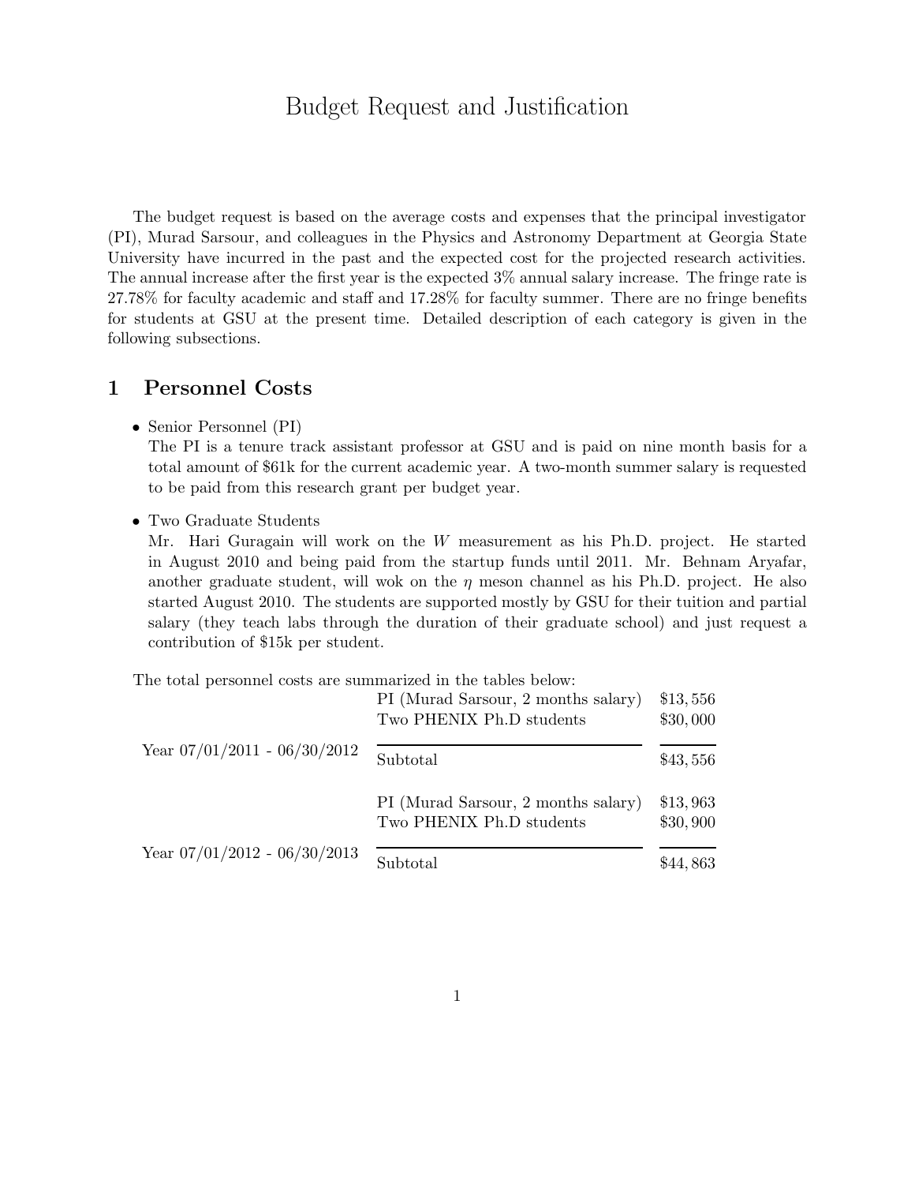# Budget Request and Justification

The budget request is based on the average costs and expenses that the principal investigator (PI), Murad Sarsour, and colleagues in the Physics and Astronomy Department at Georgia State University have incurred in the past and the expected cost for the projected research activities. The annual increase after the first year is the expected 3% annual salary increase. The fringe rate is 27.78% for faculty academic and staff and 17.28% for faculty summer. There are no fringe benefits for students at GSU at the present time. Detailed description of each category is given in the following subsections.

## 1 Personnel Costs

- Senior Personnel (PI)
  The PI is a tenure track assistant professor at GSU and is paid on nine month basis for a total amount of $61k for the current academic year. A two-month summer salary is requested to be paid from this research grant per budget year.
- Two Graduate Students
  Mr. Hari Guragain will work on the $W$ measurement as his Ph.D. project. He started in August 2010 and being paid from the startup funds until 2011. Mr. Behnam Aryafar, another graduate student, will wok on the $\eta$ meson channel as his Ph.D. project. He also started August 2010. The students are supported mostly by GSU for their tuition and partial salary (they teach labs through the duration of their graduate school) and just request a contribution of $15k per student.

The total personnel costs are summarized in the tables below:

| Year | Item | Amount |
|---|---|---|
| Year 07/01/2011 - 06/30/2012 | PI (Murad Sarsour, 2 months salary) | $13,556 |
| | Two PHENIX Ph.D students | $30,000 |
| | Subtotal | $43,556 |
| Year 07/01/2012 - 06/30/2013 | PI (Murad Sarsour, 2 months salary) | $13,963 |
| | Two PHENIX Ph.D students | $30,900 |
| | Subtotal | $44,863 |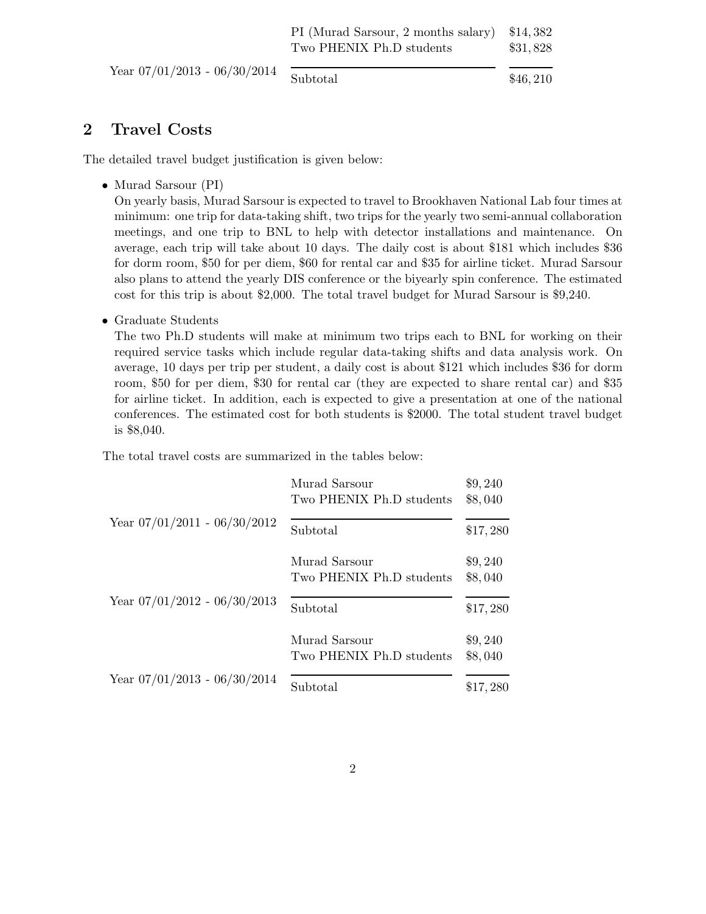| Year | Item | Amount |
| --- | --- | --- |
| Year 07/01/2013 - 06/30/2014 | PI (Murad Sarsour, 2 months salary) | \$14,382 |
| | Two PHENIX Ph.D students | \$31,828 |
| | Subtotal | \$46,210 |

## 2 Travel Costs

The detailed travel budget justification is given below:

- Murad Sarsour (PI)
  On yearly basis, Murad Sarsour is expected to travel to Brookhaven National Lab four times at minimum: one trip for data-taking shift, two trips for the yearly two semi-annual collaboration meetings, and one trip to BNL to help with detector installations and maintenance. On average, each trip will take about 10 days. The daily cost is about \$181 which includes \$36 for dorm room, \$50 for per diem, \$60 for rental car and \$35 for airline ticket. Murad Sarsour also plans to attend the yearly DIS conference or the biyearly spin conference. The estimated cost for this trip is about \$2,000. The total travel budget for Murad Sarsour is \$9,240.

- Graduate Students
  The two Ph.D students will make at minimum two trips each to BNL for working on their required service tasks which include regular data-taking shifts and data analysis work. On average, 10 days per trip per student, a daily cost is about \$121 which includes \$36 for dorm room, \$50 for per diem, \$30 for rental car (they are expected to share rental car) and \$35 for airline ticket. In addition, each is expected to give a presentation at one of the national conferences. The estimated cost for both students is \$2000. The total student travel budget is \$8,040.

The total travel costs are summarized in the tables below:

| Year | Item | Amount |
| --- | --- | --- |
| Year 07/01/2011 - 06/30/2012 | Murad Sarsour | \$9,240 |
| | Two PHENIX Ph.D students | \$8,040 |
| | Subtotal | \$17,280 |
| Year 07/01/2012 - 06/30/2013 | Murad Sarsour | \$9,240 |
| | Two PHENIX Ph.D students | \$8,040 |
| | Subtotal | \$17,280 |
| Year 07/01/2013 - 06/30/2014 | Murad Sarsour | \$9,240 |
| | Two PHENIX Ph.D students | \$8,040 |
| | Subtotal | \$17,280 |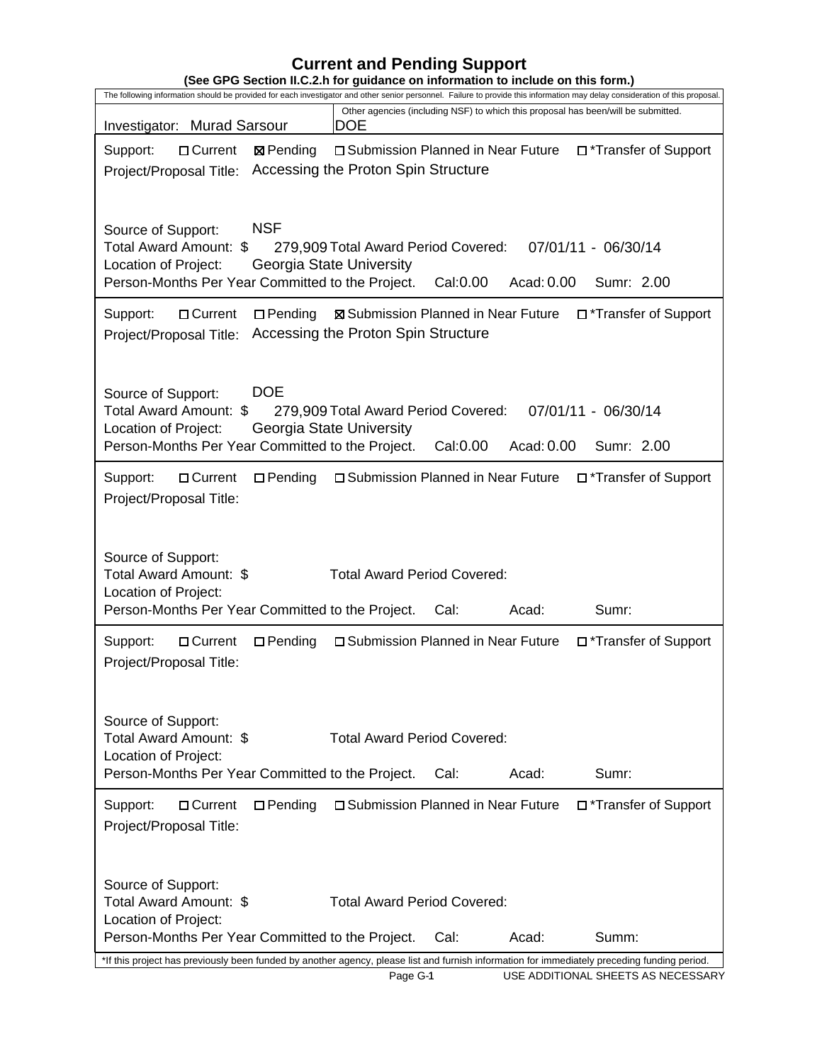# Current and Pending Support

**(See GPG Section II.C.2.h for guidance on information to include on this form.)**

The following information should be provided for each investigator and other senior personnel. Failure to provide this information may delay consideration of this proposal.

Investigator: Murad Sarsour

Other agencies (including NSF) to which this proposal has been/will be submitted.
DOE

---

Support: ☐ Current ☒ Pending ☐ Submission Planned in Near Future ☐ *Transfer of Support

Project/Proposal Title: Accessing the Proton Spin Structure

Source of Support: NSF

Total Award Amount: $ 279,909 Total Award Period Covered: 07/01/11 - 06/30/14

Location of Project: Georgia State University

Person-Months Per Year Committed to the Project. Cal: 0.00 Acad: 0.00 Sumr: 2.00

---

Support: ☐ Current ☐ Pending ☒ Submission Planned in Near Future ☐ *Transfer of Support

Project/Proposal Title: Accessing the Proton Spin Structure

Source of Support: DOE

Total Award Amount: $ 279,909 Total Award Period Covered: 07/01/11 - 06/30/14

Location of Project: Georgia State University

Person-Months Per Year Committed to the Project. Cal: 0.00 Acad: 0.00 Sumr: 2.00

---

Support: ☐ Current ☐ Pending ☐ Submission Planned in Near Future ☐ *Transfer of Support

Project/Proposal Title:

Source of Support:

Total Award Amount: $ Total Award Period Covered:

Location of Project:

Person-Months Per Year Committed to the Project. Cal: Acad: Sumr:

---

Support: ☐ Current ☐ Pending ☐ Submission Planned in Near Future ☐ *Transfer of Support

Project/Proposal Title:

Source of Support:

Total Award Amount: $ Total Award Period Covered:

Location of Project:

Person-Months Per Year Committed to the Project. Cal: Acad: Sumr:

---

Support: ☐ Current ☐ Pending ☐ Submission Planned in Near Future ☐ *Transfer of Support

Project/Proposal Title:

Source of Support:

Total Award Amount: $ Total Award Period Covered:

Location of Project:

Person-Months Per Year Committed to the Project. Cal: Acad: Summ:

---

*If this project has previously been funded by another agency, please list and furnish information for immediately preceding funding period.

USE ADDITIONAL SHEETS AS NECESSARY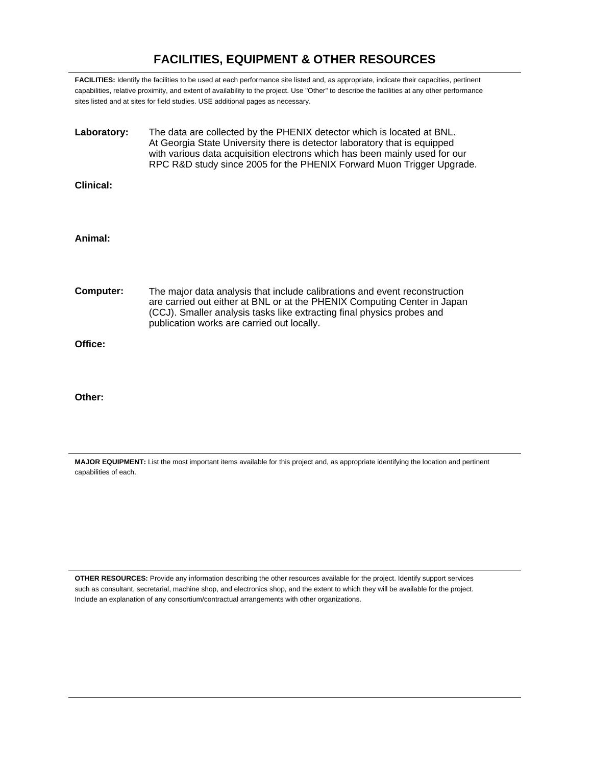# FACILITIES, EQUIPMENT & OTHER RESOURCES

**FACILITIES:** Identify the facilities to be used at each performance site listed and, as appropriate, indicate their capacities, pertinent capabilities, relative proximity, and extent of availability to the project. Use "Other" to describe the facilities at any other performance sites listed and at sites for field studies. USE additional pages as necessary.

**Laboratory:** The data are collected by the PHENIX detector which is located at BNL. At Georgia State University there is detector laboratory that is equipped with various data acquisition electrons which has been mainly used for our RPC R&D study since 2005 for the PHENIX Forward Muon Trigger Upgrade.

**Clinical:**

**Animal:**

**Computer:** The major data analysis that include calibrations and event reconstruction are carried out either at BNL or at the PHENIX Computing Center in Japan (CCJ). Smaller analysis tasks like extracting final physics probes and publication works are carried out locally.

**Office:**

**Other:**

---

**MAJOR EQUIPMENT:** List the most important items available for this project and, as appropriate identifying the location and pertinent capabilities of each.

---

**OTHER RESOURCES:** Provide any information describing the other resources available for the project. Identify support services such as consultant, secretarial, machine shop, and electronics shop, and the extent to which they will be available for the project. Include an explanation of any consortium/contractual arrangements with other organizations.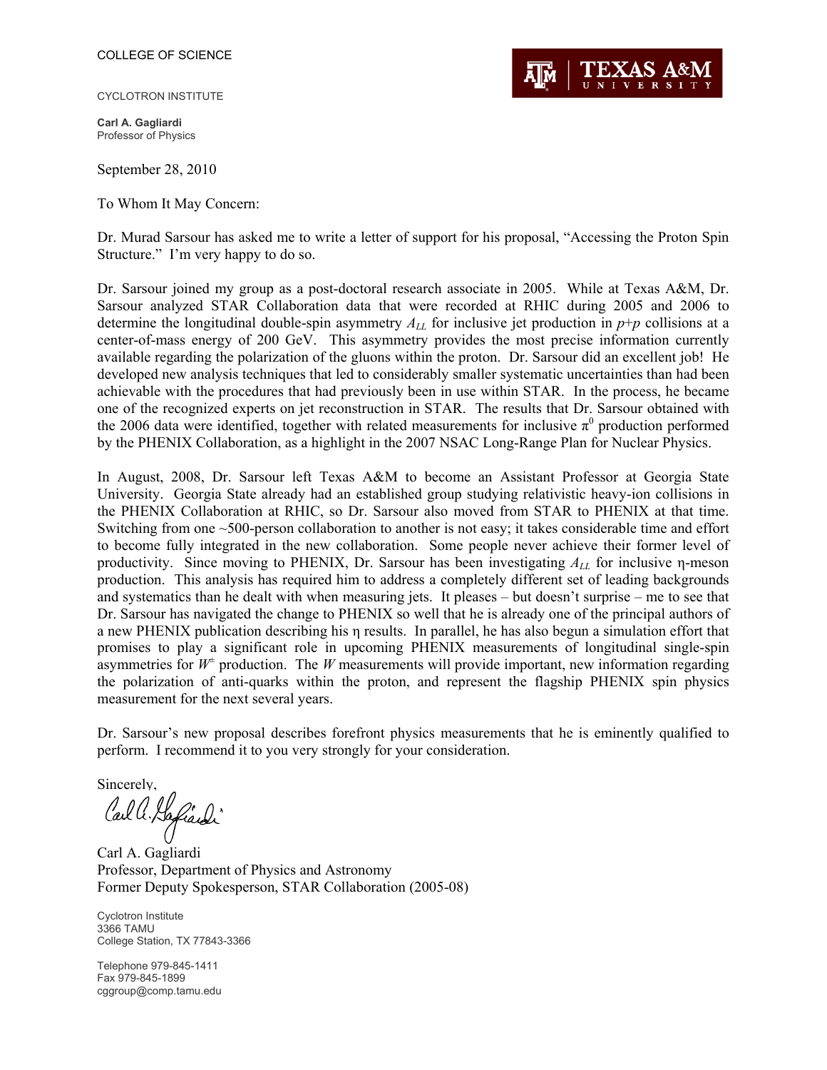COLLEGE OF SCIENCE

CYCLOTRON INSTITUTE

**Carl A. Gagliardi**
Professor of Physics

TEXAS A&M UNIVERSITY

September 28, 2010

To Whom It May Concern:

Dr. Murad Sarsour has asked me to write a letter of support for his proposal, "Accessing the Proton Spin Structure." I'm very happy to do so.

Dr. Sarsour joined my group as a post-doctoral research associate in 2005. While at Texas A&M, Dr. Sarsour analyzed STAR Collaboration data that were recorded at RHIC during 2005 and 2006 to determine the longitudinal double-spin asymmetry $A_{LL}$ for inclusive jet production in $p$+$p$ collisions at a center-of-mass energy of 200 GeV. This asymmetry provides the most precise information currently available regarding the polarization of the gluons within the proton. Dr. Sarsour did an excellent job! He developed new analysis techniques that led to considerably smaller systematic uncertainties than had been achievable with the procedures that had previously been in use within STAR. In the process, he became one of the recognized experts on jet reconstruction in STAR. The results that Dr. Sarsour obtained with the 2006 data were identified, together with related measurements for inclusive $\pi^0$ production performed by the PHENIX Collaboration, as a highlight in the 2007 NSAC Long-Range Plan for Nuclear Physics.

In August, 2008, Dr. Sarsour left Texas A&M to become an Assistant Professor at Georgia State University. Georgia State already had an established group studying relativistic heavy-ion collisions in the PHENIX Collaboration at RHIC, so Dr. Sarsour also moved from STAR to PHENIX at that time. Switching from one ~500-person collaboration to another is not easy; it takes considerable time and effort to become fully integrated in the new collaboration. Some people never achieve their former level of productivity. Since moving to PHENIX, Dr. Sarsour has been investigating $A_{LL}$ for inclusive η-meson production. This analysis has required him to address a completely different set of leading backgrounds and systematics than he dealt with when measuring jets. It pleases – but doesn't surprise – me to see that Dr. Sarsour has navigated the change to PHENIX so well that he is already one of the principal authors of a new PHENIX publication describing his η results. In parallel, he has also begun a simulation effort that promises to play a significant role in upcoming PHENIX measurements of longitudinal single-spin asymmetries for $W^{\pm}$ production. The $W$ measurements will provide important, new information regarding the polarization of anti-quarks within the proton, and represent the flagship PHENIX spin physics measurement for the next several years.

Dr. Sarsour's new proposal describes forefront physics measurements that he is eminently qualified to perform. I recommend it to you very strongly for your consideration.

Sincerely,

Carl A. Gagliardi
Professor, Department of Physics and Astronomy
Former Deputy Spokesperson, STAR Collaboration (2005-08)

Cyclotron Institute
3366 TAMU
College Station, TX 77843-3366

Telephone 979-845-1411
Fax 979-845-1899
cggroup@comp.tamu.edu